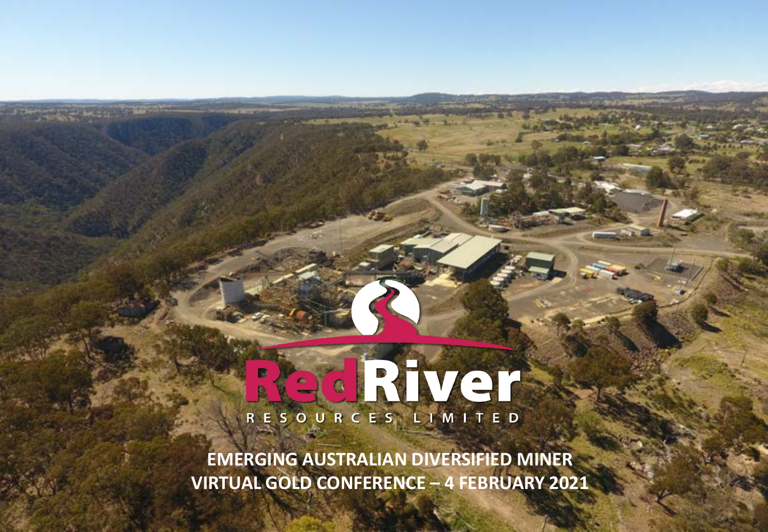# RedRiver

RESOURCES LIMITED

**EMERGING AUSTRALIAN DIVERSIFIED MINER**

**VIRTUAL GOLD CONFERENCE – 4 FEBRUARY 2021**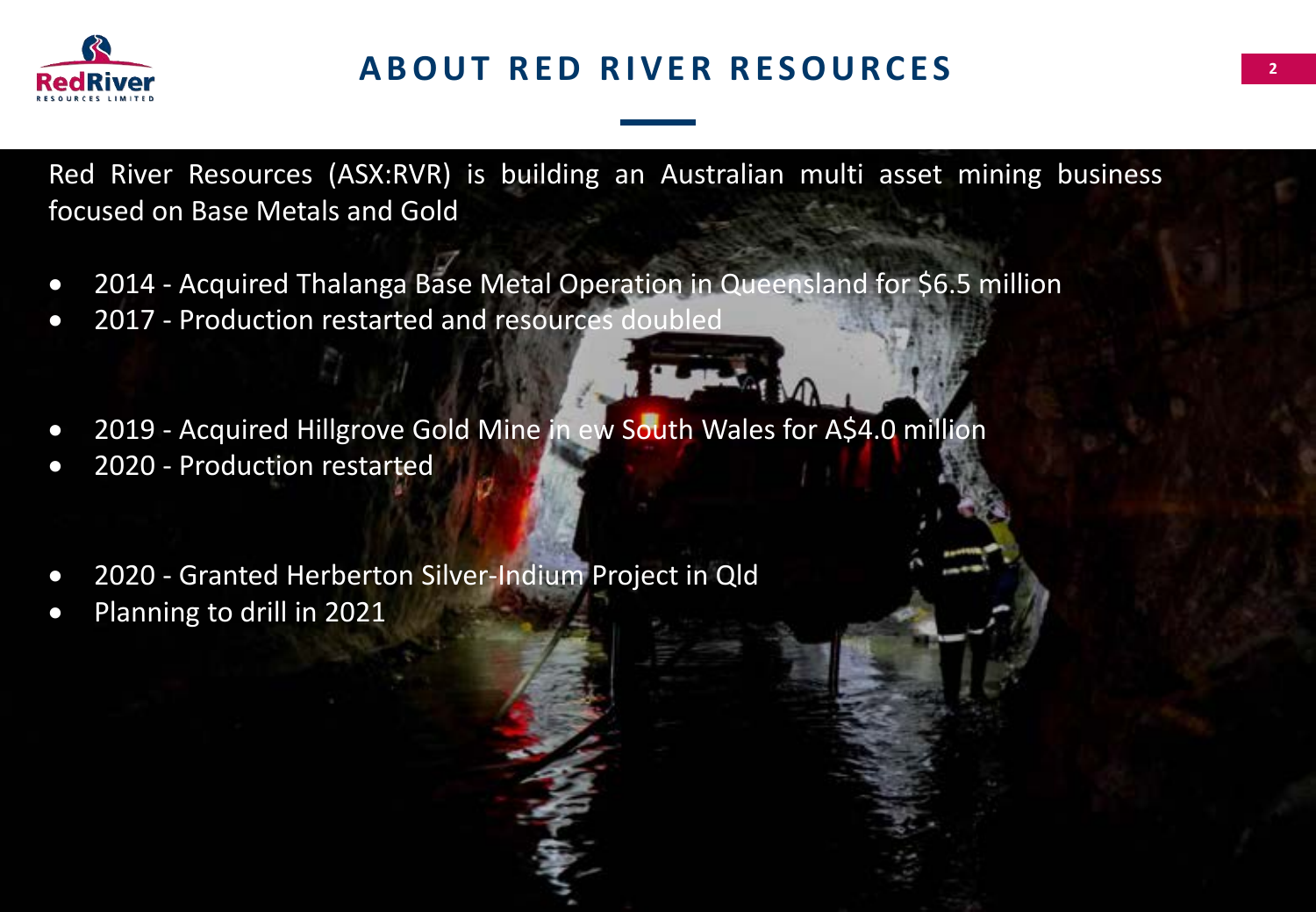# ABOUT RED RIVER RESOURCES

Red River Resources (ASX:RVR) is building an Australian multi asset mining business focused on Base Metals and Gold

- 2014 - Acquired Thalanga Base Metal Operation in Queensland for $6.5 million
- 2017 - Production restarted and resources doubled

- 2019 - Acquired Hillgrove Gold Mine in ew South Wales for A$4.0 million
- 2020 - Production restarted

- 2020 - Granted Herberton Silver-Indium Project in Qld
- Planning to drill in 2021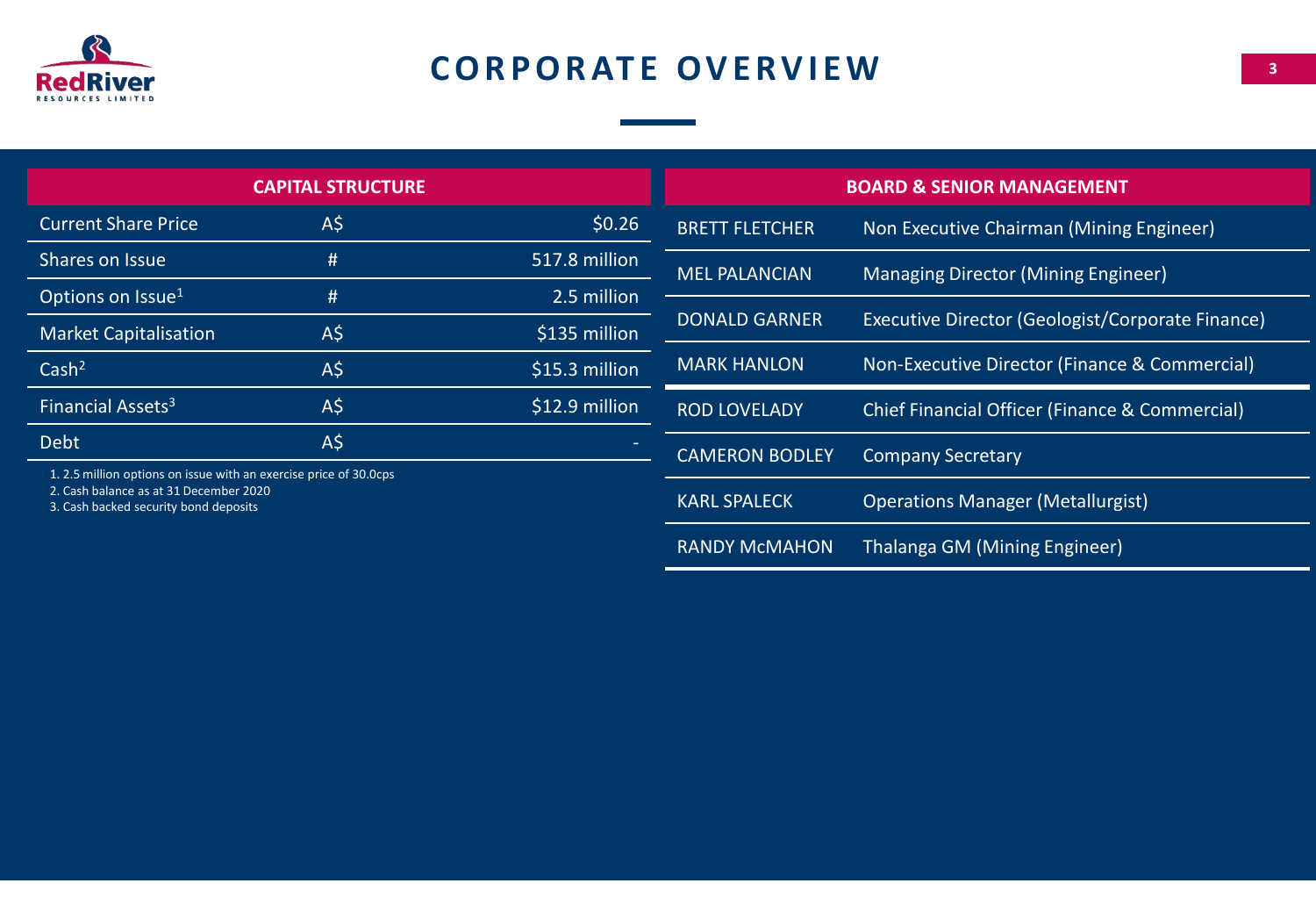# CORPORATE OVERVIEW

| CAPITAL STRUCTURE | | |
|---|---|---|
| Current Share Price | A$ | $0.26 |
| Shares on Issue | # | 517.8 million |
| Options on Issue[1] | # | 2.5 million |
| Market Capitalisation | A$ | $135 million |
| Cash[2] | A$ | $15.3 million |
| Financial Assets[3] | A$ | $12.9 million |
| Debt | A$ | - |

1. 2.5 million options on issue with an exercise price of 30.0cps
2. Cash balance as at 31 December 2020
3. Cash backed security bond deposits

| BOARD & SENIOR MANAGEMENT | |
|---|---|
| BRETT FLETCHER | Non Executive Chairman (Mining Engineer) |
| MEL PALANCIAN | Managing Director (Mining Engineer) |
| DONALD GARNER | Executive Director (Geologist/Corporate Finance) |
| MARK HANLON | Non-Executive Director (Finance & Commercial) |
| ROD LOVELADY | Chief Financial Officer (Finance & Commercial) |
| CAMERON BODLEY | Company Secretary |
| KARL SPALECK | Operations Manager (Metallurgist) |
| RANDY McMAHON | Thalanga GM (Mining Engineer) |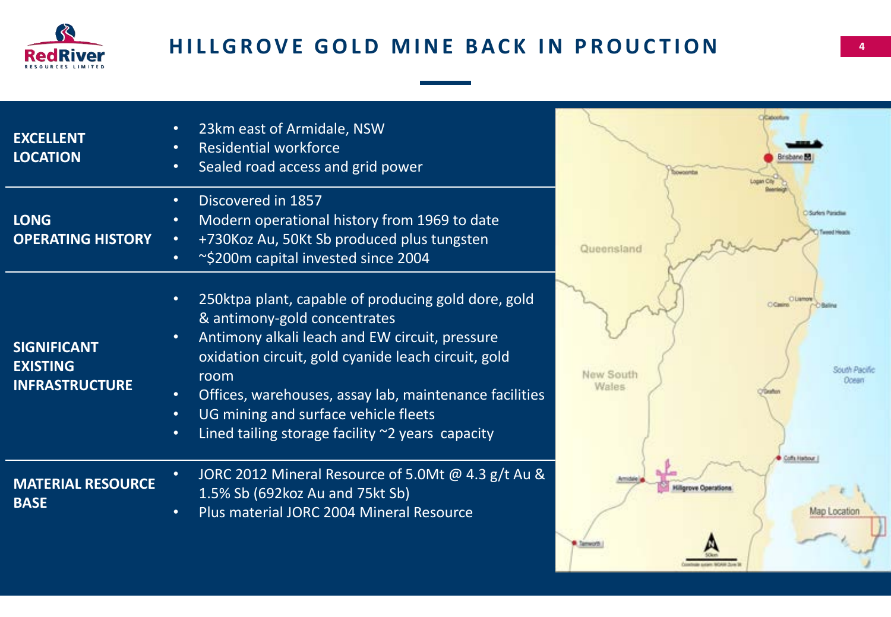# HILLGROVE GOLD MINE BACK IN PROUCTION

**EXCELLENT LOCATION**

- 23km east of Armidale, NSW
- Residential workforce
- Sealed road access and grid power

**LONG OPERATING HISTORY**

- Discovered in 1857
- Modern operational history from 1969 to date
- +730Koz Au, 50Kt Sb produced plus tungsten
- ~$200m capital invested since 2004

**SIGNIFICANT EXISTING INFRASTRUCTURE**

- 250ktpa plant, capable of producing gold dore, gold & antimony-gold concentrates
- Antimony alkali leach and EW circuit, pressure oxidation circuit, gold cyanide leach circuit, gold room
- Offices, warehouses, assay lab, maintenance facilities
- UG mining and surface vehicle fleets
- Lined tailing storage facility ~2 years capacity

**MATERIAL RESOURCE BASE**

- JORC 2012 Mineral Resource of 5.0Mt @ 4.3 g/t Au & 1.5% Sb (692koz Au and 75kt Sb)
- Plus material JORC 2004 Mineral Resource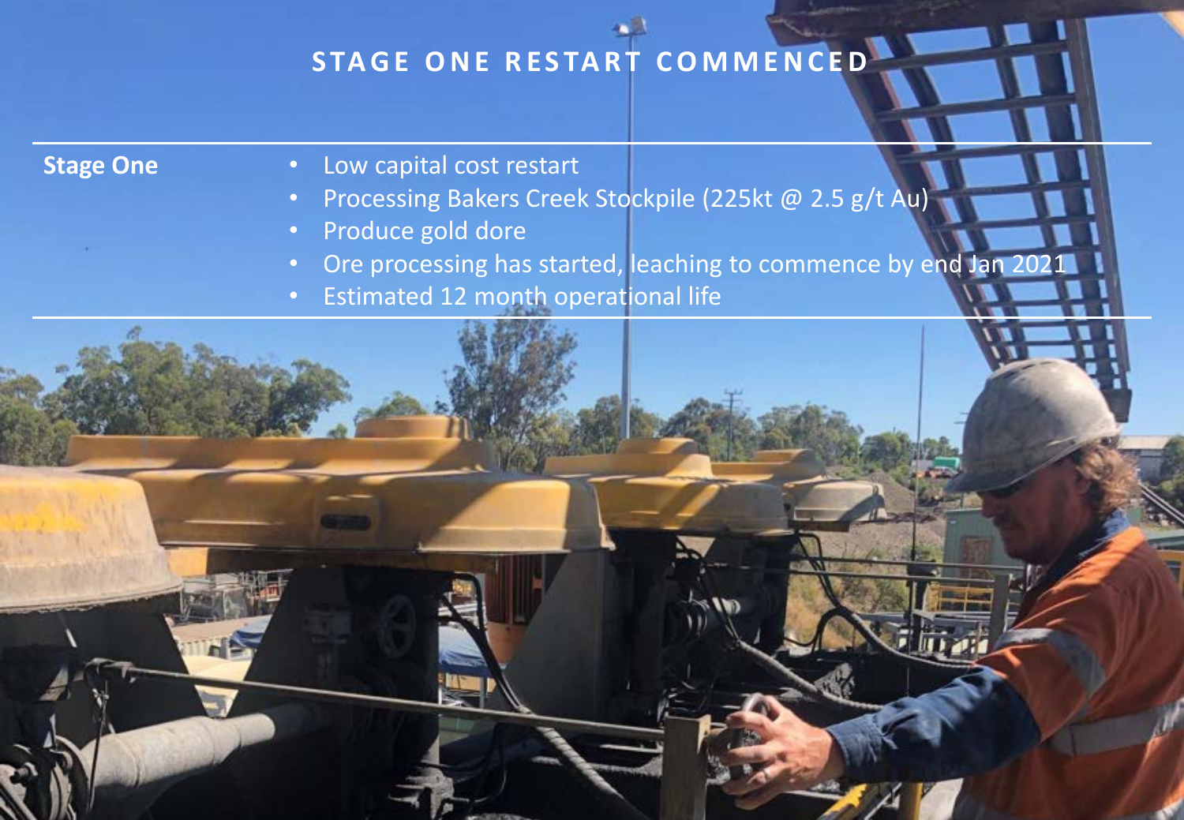# STAGE ONE RESTART COMMENCED

**Stage One**

- Low capital cost restart
- Processing Bakers Creek Stockpile (225kt @ 2.5 g/t Au)
- Produce gold dore
- Ore processing has started, leaching to commence by end Jan 2021
- Estimated 12 month operational life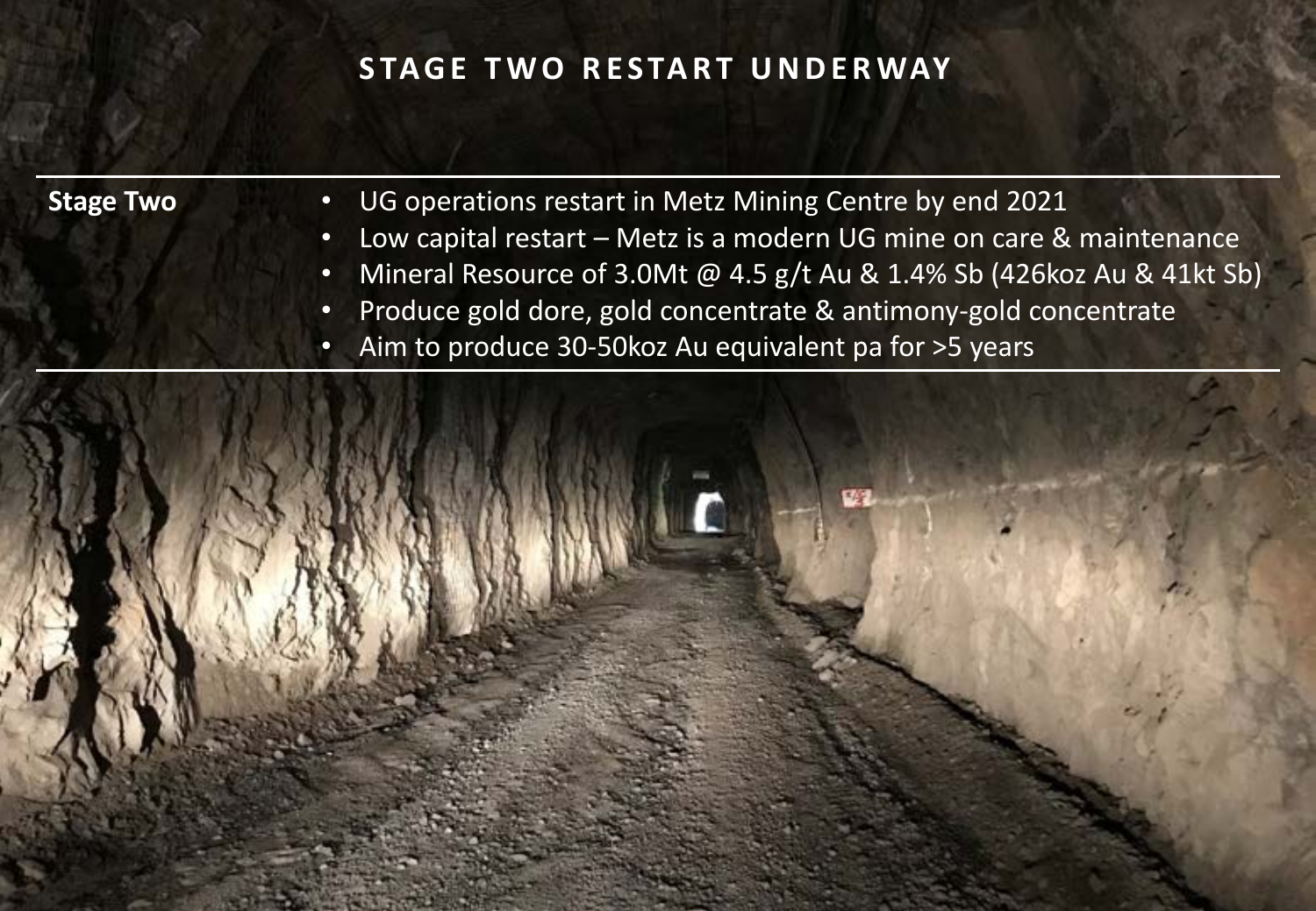# STAGE TWO RESTART UNDERWAY

**Stage Two**

- UG operations restart in Metz Mining Centre by end 2021
- Low capital restart – Metz is a modern UG mine on care & maintenance
- Mineral Resource of 3.0Mt @ 4.5 g/t Au & 1.4% Sb (426koz Au & 41kt Sb)
- Produce gold dore, gold concentrate & antimony-gold concentrate
- Aim to produce 30-50koz Au equivalent pa for >5 years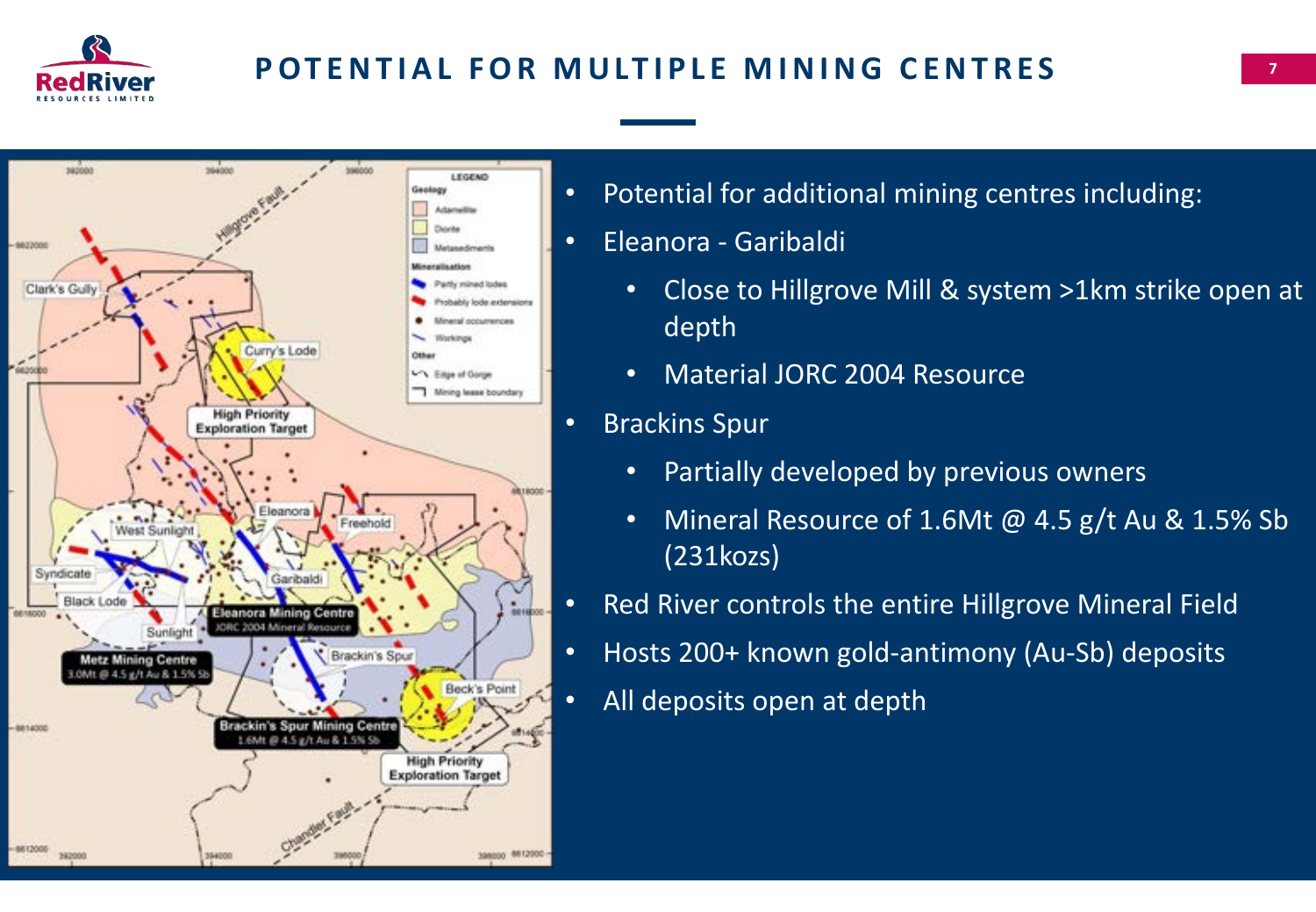# POTENTIAL FOR MULTIPLE MINING CENTRES

- Potential for additional mining centres including:
- Eleanora - Garibaldi
  - Close to Hillgrove Mill & system >1km strike open at depth
  - Material JORC 2004 Resource
- Brackins Spur
  - Partially developed by previous owners
  - Mineral Resource of 1.6Mt @ 4.5 g/t Au & 1.5% Sb (231kozs)
- Red River controls the entire Hillgrove Mineral Field
- Hosts 200+ known gold-antimony (Au-Sb) deposits
- All deposits open at depth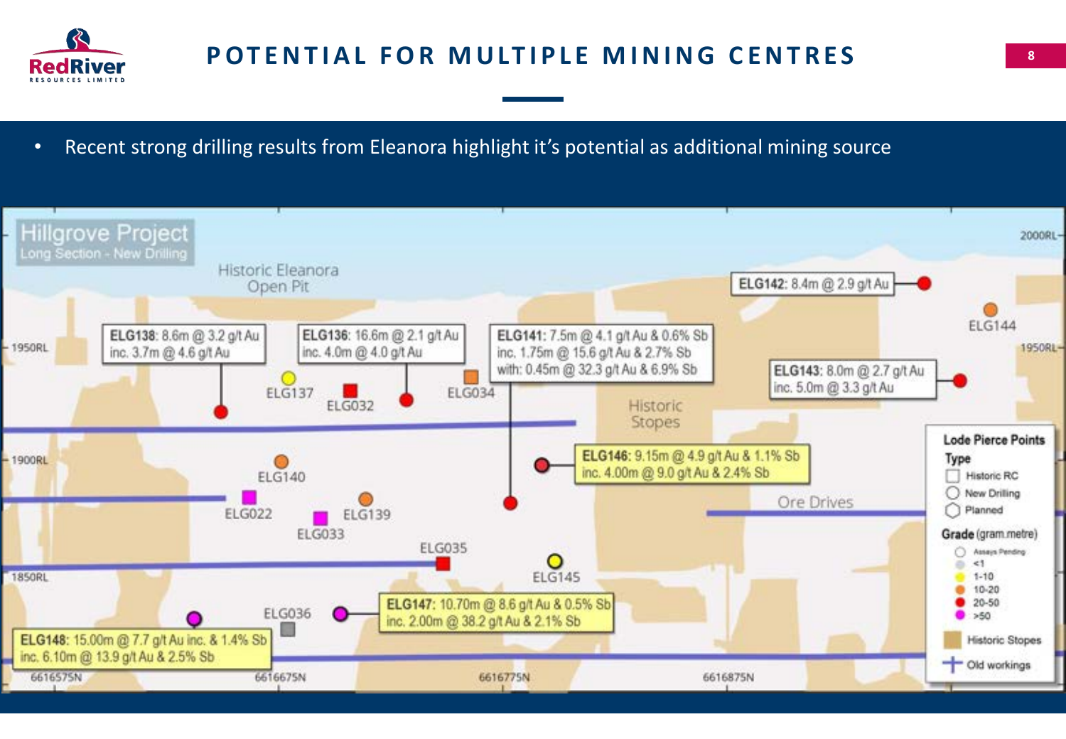# POTENTIAL FOR MULTIPLE MINING CENTRES

- Recent strong drilling results from Eleanora highlight it's potential as additional mining source

**Hillgrove Project**
Long Section - New Drilling

Historic Eleanora Open Pit

**ELG138:** 8.6m @ 3.2 g/t Au
inc. 3.7m @ 4.6 g/t Au

**ELG136:** 16.6m @ 2.1 g/t Au
inc. 4.0m @ 4.0 g/t Au

**ELG141:** 7.5m @ 4.1 g/t Au & 0.6% Sb
inc. 1.75m @ 15.6 g/t Au & 2.7% Sb
with: 0.45m @ 32.3 g/t Au & 6.9% Sb

**ELG142:** 8.4m @ 2.9 g/t Au

**ELG143:** 8.0m @ 2.7 g/t Au
inc. 5.0m @ 3.3 g/t Au

**ELG146:** 9.15m @ 4.9 g/t Au & 1.1% Sb
inc. 4.00m @ 9.0 g/t Au & 2.4% Sb

**ELG147:** 10.70m @ 8.6 g/t Au & 0.5% Sb
inc. 2.00m @ 38.2 g/t Au & 2.1% Sb

**ELG148:** 15.00m @ 7.7 g/t Au inc. & 1.4% Sb
inc. 6.10m @ 13.9 g/t Au & 2.5% Sb

ELG137, ELG032, ELG034, ELG144, ELG140, ELG022, ELG033, ELG139, ELG035, ELG145, ELG036

Historic Stopes

Ore Drives

2000RL, 1950RL, 1900RL, 1850RL

6616575N, 6616675N, 6616775N, 6616875N

**Lode Pierce Points**

**Type**
- Historic RC
- New Drilling
- Planned

**Grade** (gram.metre)
- Assays Pending
- <1
- 1-10
- 10-20
- 20-50
- >50

Historic Stopes

Old workings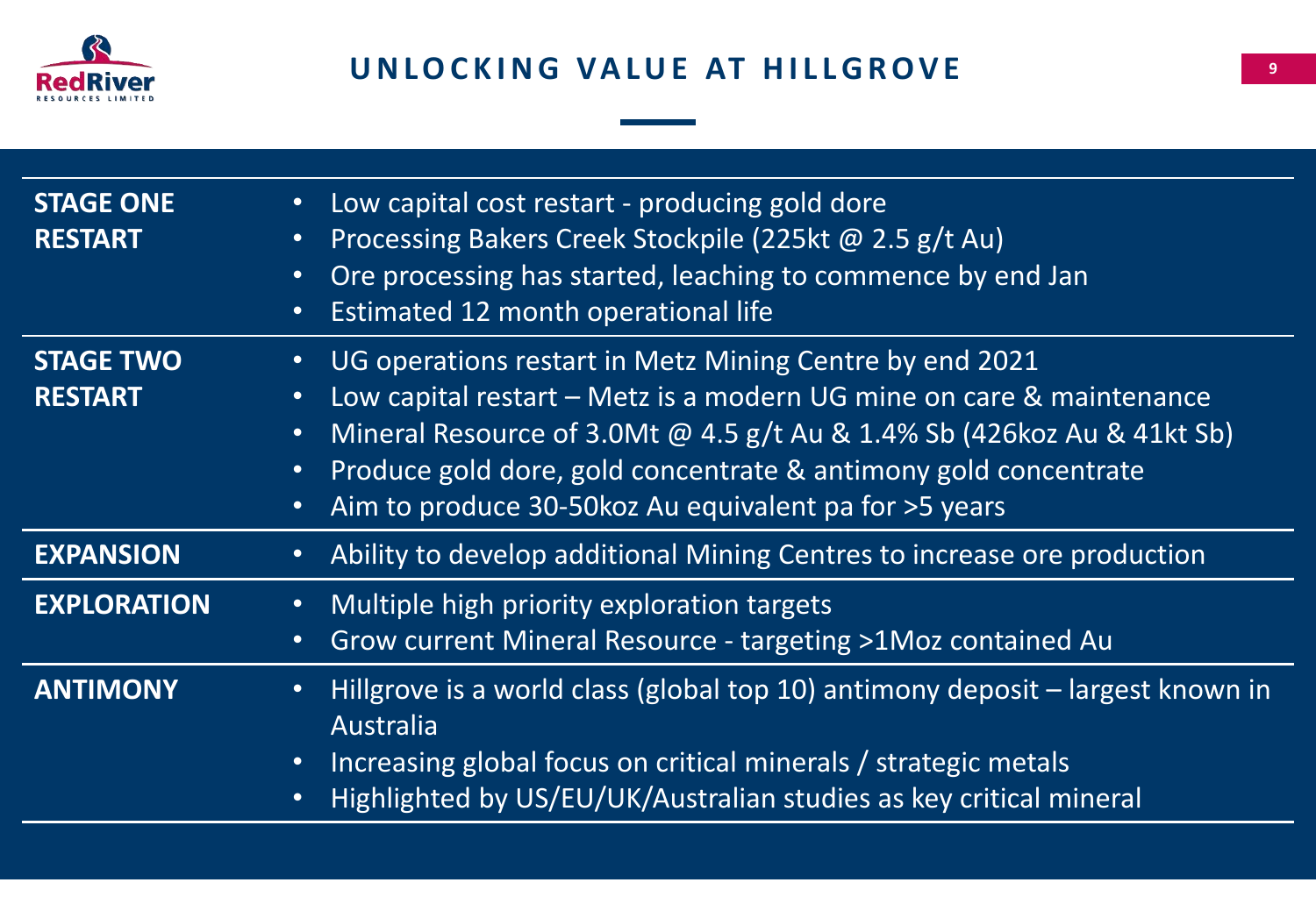# UNLOCKING VALUE AT HILLGROVE

**STAGE ONE RESTART**

- Low capital cost restart - producing gold dore
- Processing Bakers Creek Stockpile (225kt @ 2.5 g/t Au)
- Ore processing has started, leaching to commence by end Jan
- Estimated 12 month operational life

**STAGE TWO RESTART**

- UG operations restart in Metz Mining Centre by end 2021
- Low capital restart – Metz is a modern UG mine on care & maintenance
- Mineral Resource of 3.0Mt @ 4.5 g/t Au & 1.4% Sb (426koz Au & 41kt Sb)
- Produce gold dore, gold concentrate & antimony gold concentrate
- Aim to produce 30-50koz Au equivalent pa for >5 years

**EXPANSION**

- Ability to develop additional Mining Centres to increase ore production

**EXPLORATION**

- Multiple high priority exploration targets
- Grow current Mineral Resource - targeting >1Moz contained Au

**ANTIMONY**

- Hillgrove is a world class (global top 10) antimony deposit – largest known in Australia
- Increasing global focus on critical minerals / strategic metals
- Highlighted by US/EU/UK/Australian studies as key critical mineral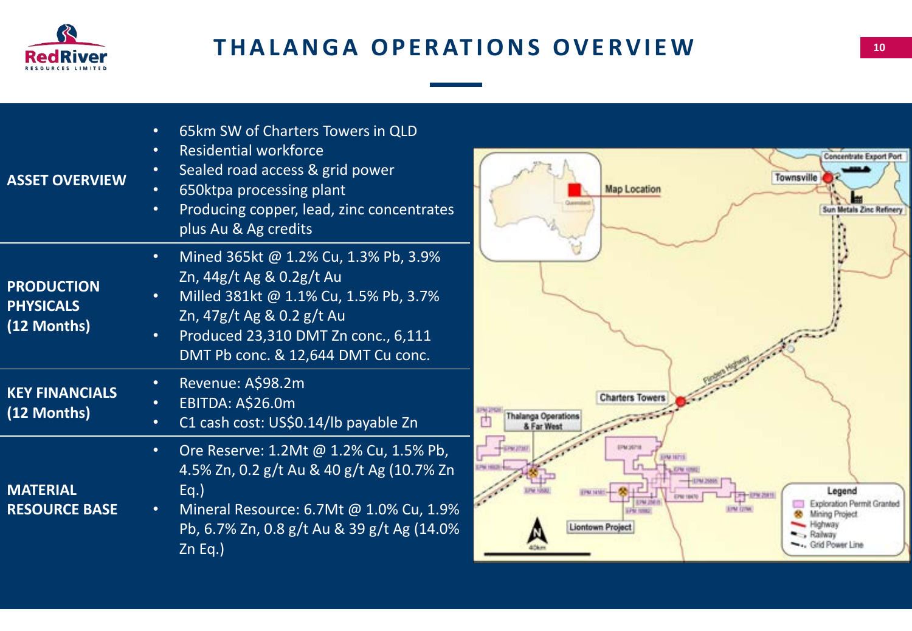# THALANGA OPERATIONS OVERVIEW

| | |
|---|---|
| **ASSET OVERVIEW** | • 65km SW of Charters Towers in QLD<br>• Residential workforce<br>• Sealed road access & grid power<br>• 650ktpa processing plant<br>• Producing copper, lead, zinc concentrates plus Au & Ag credits |
| **PRODUCTION PHYSICALS (12 Months)** | • Mined 365kt @ 1.2% Cu, 1.3% Pb, 3.9% Zn, 44g/t Ag & 0.2g/t Au<br>• Milled 381kt @ 1.1% Cu, 1.5% Pb, 3.7% Zn, 47g/t Ag & 0.2 g/t Au<br>• Produced 23,310 DMT Zn conc., 6,111 DMT Pb conc. & 12,644 DMT Cu conc. |
| **KEY FINANCIALS (12 Months)** | • Revenue: A$98.2m<br>• EBITDA: A$26.0m<br>• C1 cash cost: US$0.14/lb payable Zn |
| **MATERIAL RESOURCE BASE** | • Ore Reserve: 1.2Mt @ 1.2% Cu, 1.5% Pb, 4.5% Zn, 0.2 g/t Au & 40 g/t Ag (10.7% Zn Eq.)<br>• Mineral Resource: 6.7Mt @ 1.0% Cu, 1.9% Pb, 6.7% Zn, 0.8 g/t Au & 39 g/t Ag (14.0% Zn Eq.) |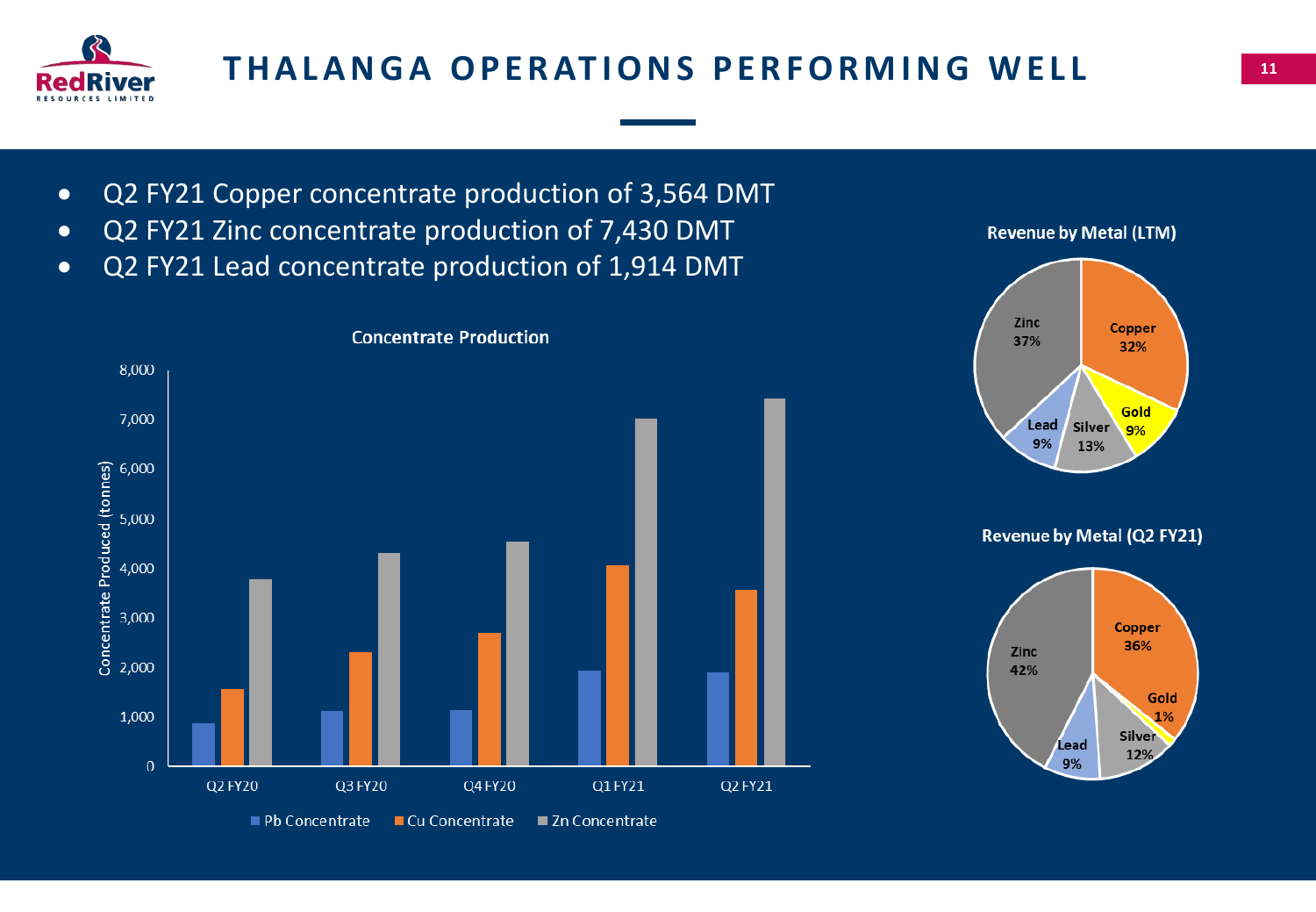# THALANGA OPERATIONS PERFORMING WELL

- Q2 FY21 Copper concentrate production of 3,564 DMT
- Q2 FY21 Zinc concentrate production of 7,430 DMT
- Q2 FY21 Lead concentrate production of 1,914 DMT

**Concentrate Production**

Concentrate Produced (tonnes)

Q2 FY20 | Q3 FY20 | Q4 FY20 | Q1 FY21 | Q2 FY21

Pb Concentrate | Cu Concentrate | Zn Concentrate

**Revenue by Metal (LTM)**

| Metal | Share |
|---|---|
| Zinc | 37% |
| Copper | 32% |
| Gold | 9% |
| Silver | 13% |
| Lead | 9% |

**Revenue by Metal (Q2 FY21)**

| Metal | Share |
|---|---|
| Zinc | 42% |
| Copper | 36% |
| Gold | 1% |
| Silver | 12% |
| Lead | 9% |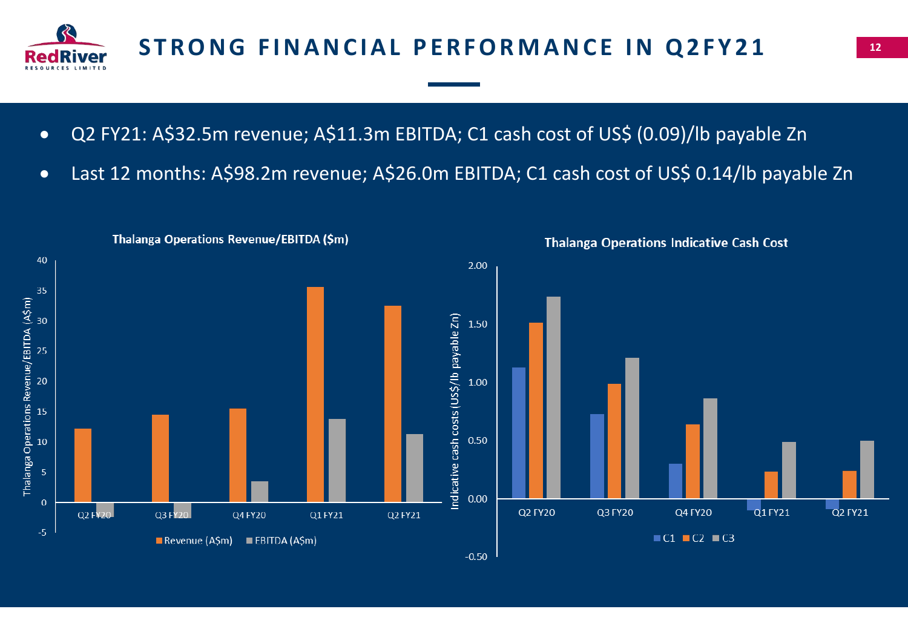# STRONG FINANCIAL PERFORMANCE IN Q2FY21

- Q2 FY21: A$32.5m revenue; A$11.3m EBITDA; C1 cash cost of US$ (0.09)/lb payable Zn
- Last 12 months: A$98.2m revenue; A$26.0m EBITDA; C1 cash cost of US$ 0.14/lb payable Zn

**Thalanga Operations Revenue/EBITDA ($m)**

**Thalanga Operations Indicative Cash Cost**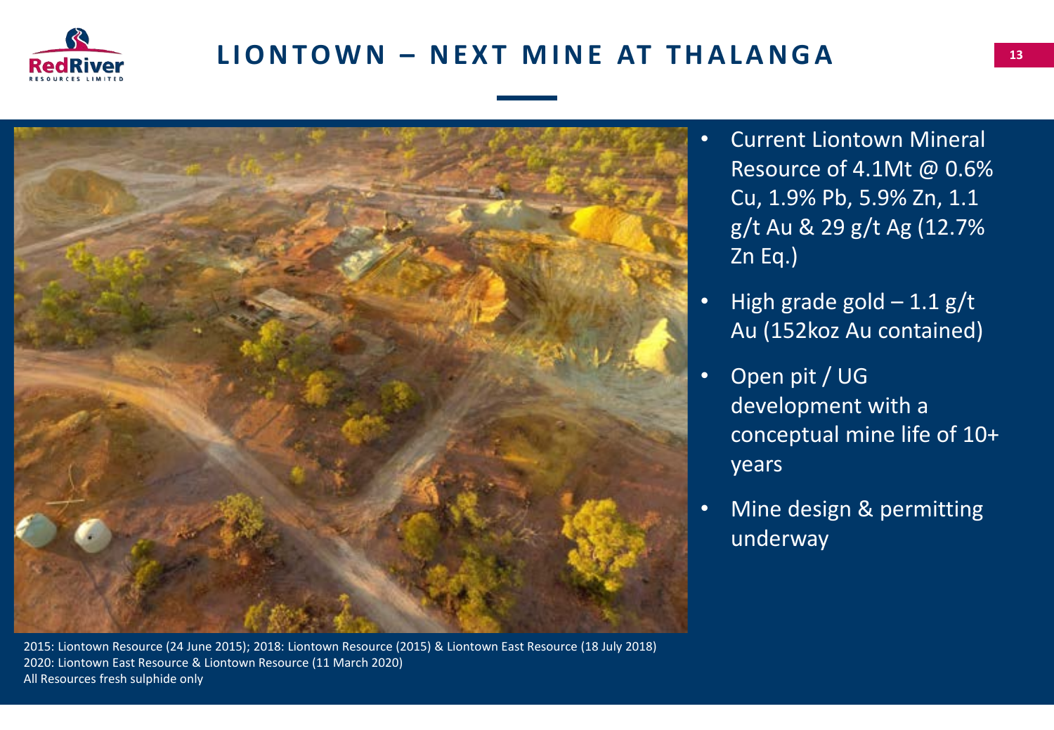# LIONTOWN – NEXT MINE AT THALANGA

- Current Liontown Mineral Resource of 4.1Mt @ 0.6% Cu, 1.9% Pb, 5.9% Zn, 1.1 g/t Au & 29 g/t Ag (12.7% Zn Eq.)
- High grade gold – 1.1 g/t Au (152koz Au contained)
- Open pit / UG development with a conceptual mine life of 10+ years
- Mine design & permitting underway

2015: Liontown Resource (24 June 2015); 2018: Liontown Resource (2015) & Liontown East Resource (18 July 2018)
2020: Liontown East Resource & Liontown Resource (11 March 2020)
All Resources fresh sulphide only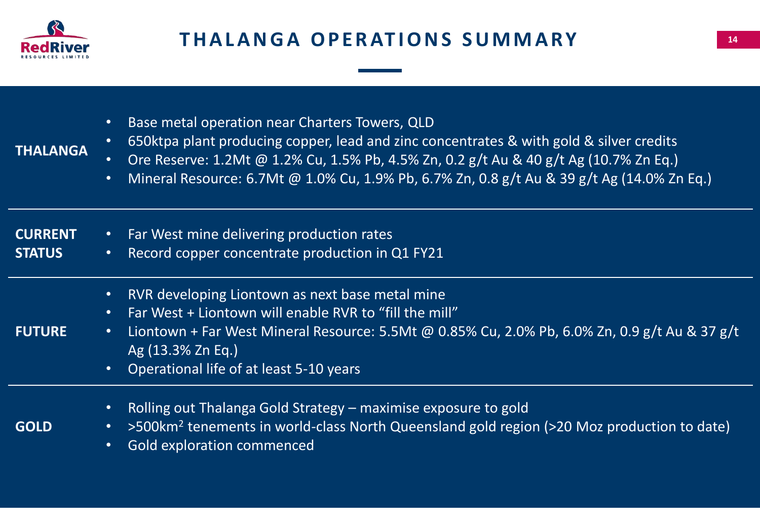# THALANGA OPERATIONS SUMMARY

| | |
|---|---|
| **THALANGA** | • Base metal operation near Charters Towers, QLD<br>• 650ktpa plant producing copper, lead and zinc concentrates & with gold & silver credits<br>• Ore Reserve: 1.2Mt @ 1.2% Cu, 1.5% Pb, 4.5% Zn, 0.2 g/t Au & 40 g/t Ag (10.7% Zn Eq.)<br>• Mineral Resource: 6.7Mt @ 1.0% Cu, 1.9% Pb, 6.7% Zn, 0.8 g/t Au & 39 g/t Ag (14.0% Zn Eq.) |
| **CURRENT STATUS** | • Far West mine delivering production rates<br>• Record copper concentrate production in Q1 FY21 |
| **FUTURE** | • RVR developing Liontown as next base metal mine<br>• Far West + Liontown will enable RVR to "fill the mill"<br>• Liontown + Far West Mineral Resource: 5.5Mt @ 0.85% Cu, 2.0% Pb, 6.0% Zn, 0.9 g/t Au & 37 g/t Ag (13.3% Zn Eq.)<br>• Operational life of at least 5-10 years |
| **GOLD** | • Rolling out Thalanga Gold Strategy – maximise exposure to gold<br>• >500km$^2$ tenements in world-class North Queensland gold region (>20 Moz production to date)<br>• Gold exploration commenced |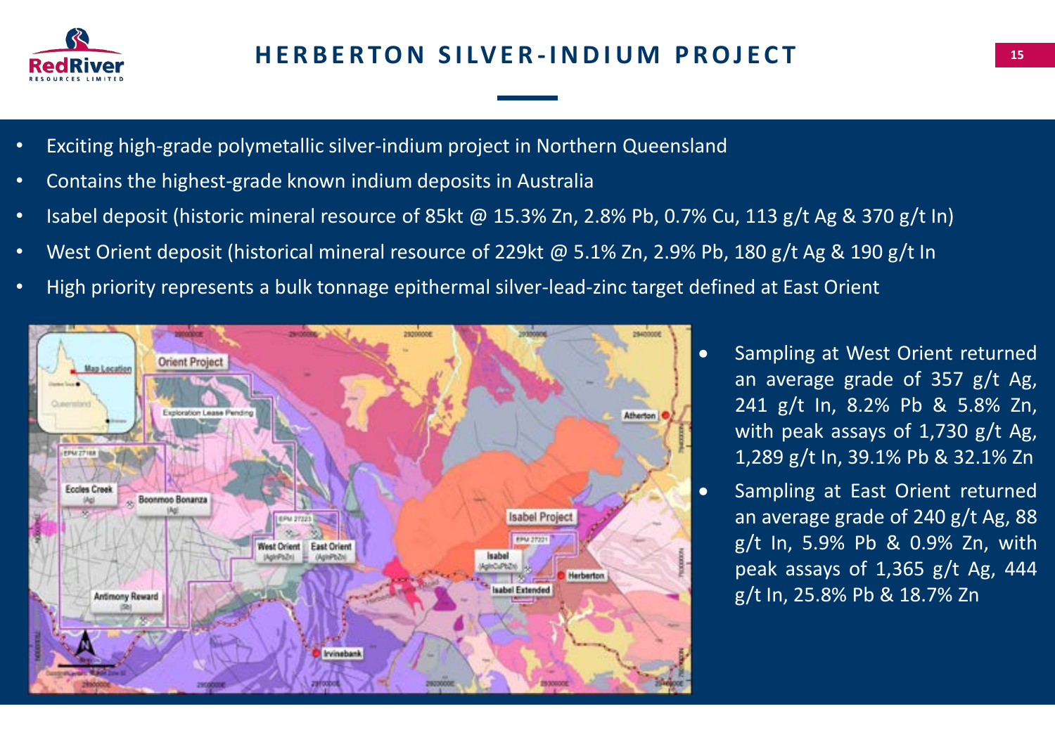# HERBERTON SILVER-INDIUM PROJECT

- Exciting high-grade polymetallic silver-indium project in Northern Queensland
- Contains the highest-grade known indium deposits in Australia
- Isabel deposit (historic mineral resource of 85kt @ 15.3% Zn, 2.8% Pb, 0.7% Cu, 113 g/t Ag & 370 g/t In)
- West Orient deposit (historical mineral resource of 229kt @ 5.1% Zn, 2.9% Pb, 180 g/t Ag & 190 g/t In
- High priority represents a bulk tonnage epithermal silver-lead-zinc target defined at East Orient

- Sampling at West Orient returned an average grade of 357 g/t Ag, 241 g/t In, 8.2% Pb & 5.8% Zn, with peak assays of 1,730 g/t Ag, 1,289 g/t In, 39.1% Pb & 32.1% Zn
- Sampling at East Orient returned an average grade of 240 g/t Ag, 88 g/t In, 5.9% Pb & 0.9% Zn, with peak assays of 1,365 g/t Ag, 444 g/t In, 25.8% Pb & 18.7% Zn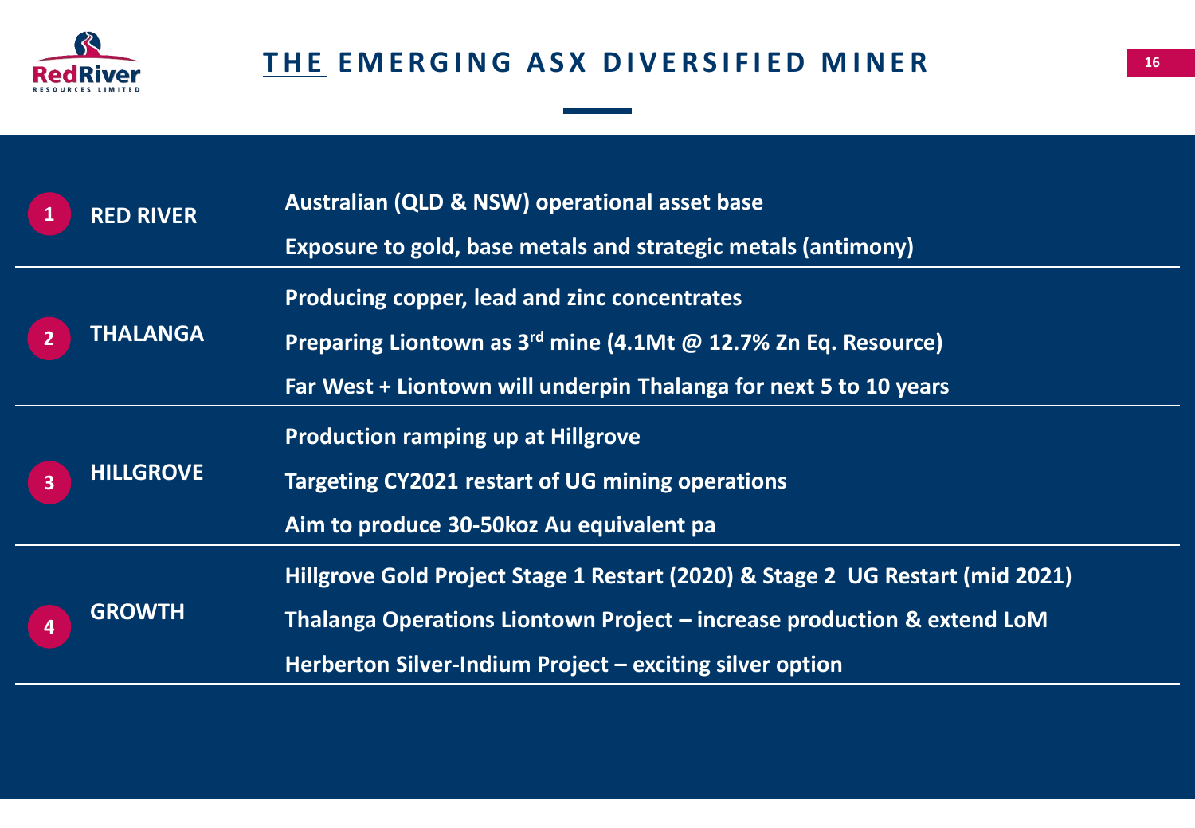# THE EMERGING ASX DIVERSIFIED MINER

| # | Section | Details |
| --- | --- | --- |
| 1 | **RED RIVER** | **Australian (QLD & NSW) operational asset base**<br>**Exposure to gold, base metals and strategic metals (antimony)** |
| 2 | **THALANGA** | **Producing copper, lead and zinc concentrates**<br>**Preparing Liontown as 3rd mine (4.1Mt @ 12.7% Zn Eq. Resource)**<br>**Far West + Liontown will underpin Thalanga for next 5 to 10 years** |
| 3 | **HILLGROVE** | **Production ramping up at Hillgrove**<br>**Targeting CY2021 restart of UG mining operations**<br>**Aim to produce 30-50koz Au equivalent pa** |
| 4 | **GROWTH** | **Hillgrove Gold Project Stage 1 Restart (2020) & Stage 2 UG Restart (mid 2021)**<br>**Thalanga Operations Liontown Project – increase production & extend LoM**<br>**Herberton Silver-Indium Project – exciting silver option** |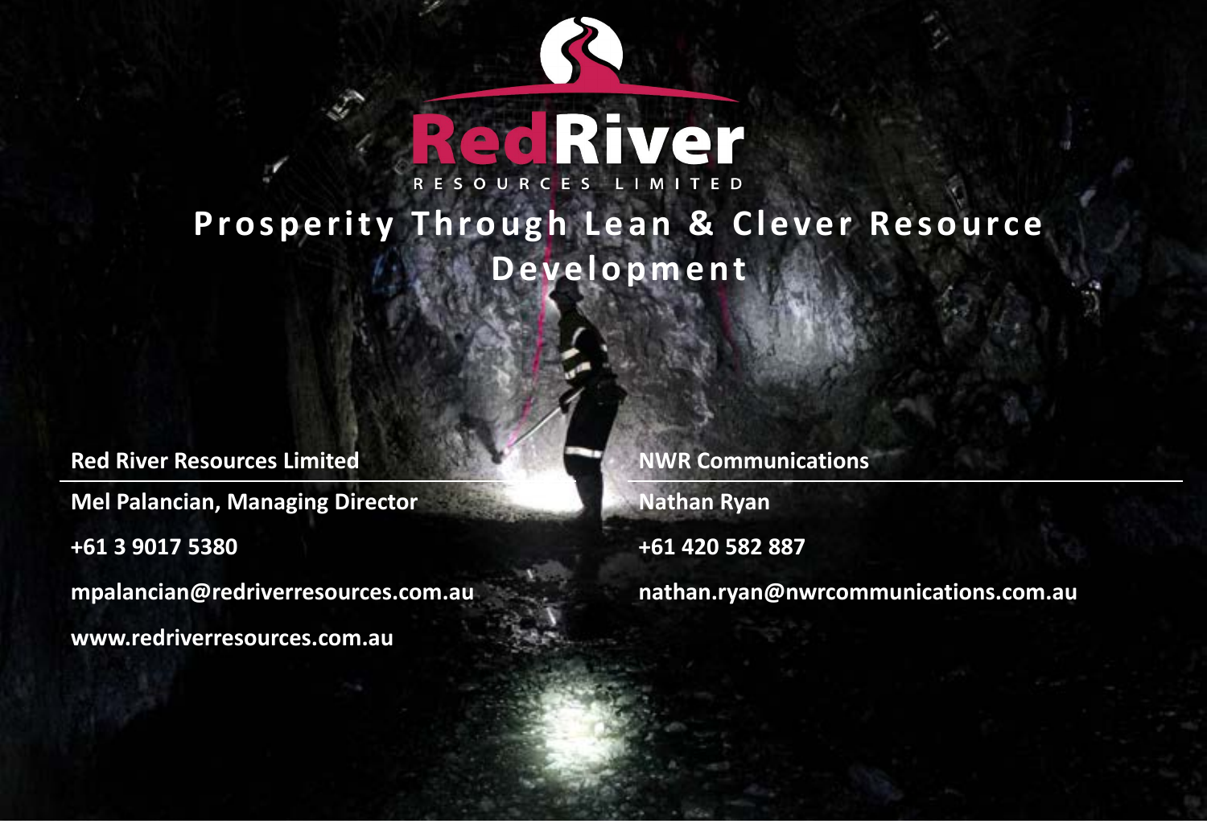# Red River Resources Limited

## Prosperity Through Lean & Clever Resource Development

**Red River Resources Limited**

**Mel Palancian, Managing Director**

**+61 3 9017 5380**

**mpalancian@redriverresources.com.au**

**www.redriverresources.com.au**

**NWR Communications**

**Nathan Ryan**

**+61 420 582 887**

**nathan.ryan@nwrcommunications.com.au**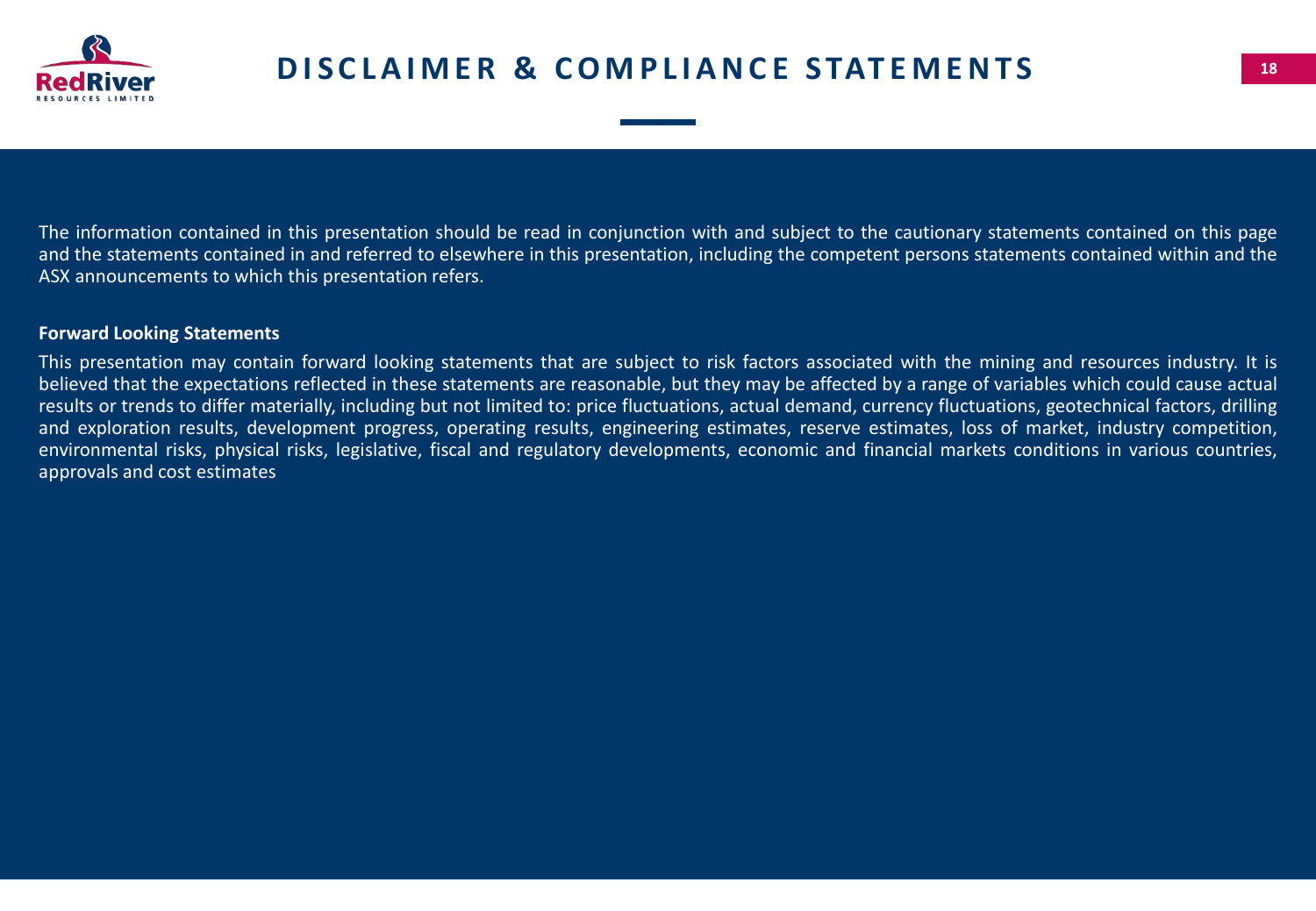# DISCLAIMER & COMPLIANCE STATEMENTS

The information contained in this presentation should be read in conjunction with and subject to the cautionary statements contained on this page and the statements contained in and referred to elsewhere in this presentation, including the competent persons statements contained within and the ASX announcements to which this presentation refers.

**Forward Looking Statements**

This presentation may contain forward looking statements that are subject to risk factors associated with the mining and resources industry. It is believed that the expectations reflected in these statements are reasonable, but they may be affected by a range of variables which could cause actual results or trends to differ materially, including but not limited to: price fluctuations, actual demand, currency fluctuations, geotechnical factors, drilling and exploration results, development progress, operating results, engineering estimates, reserve estimates, loss of market, industry competition, environmental risks, physical risks, legislative, fiscal and regulatory developments, economic and financial markets conditions in various countries, approvals and cost estimates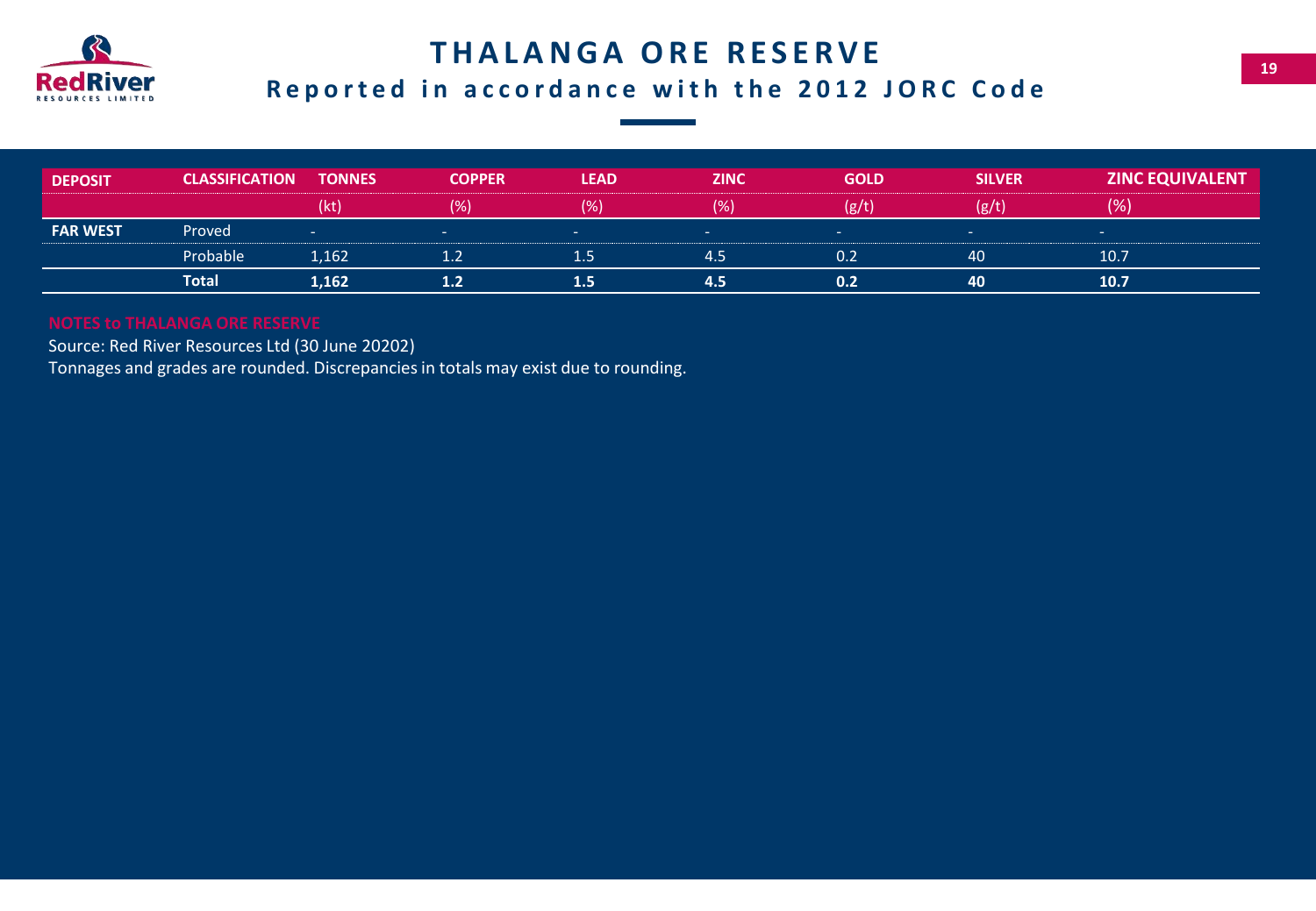# THALANGA ORE RESERVE

## Reported in accordance with the 2012 JORC Code

| DEPOSIT | CLASSIFICATION | TONNES | COPPER | LEAD | ZINC | GOLD | SILVER | ZINC EQUIVALENT |
|---|---|---|---|---|---|---|---|---|
| | | (kt) | (%) | (%) | (%) | (g/t) | (g/t) | (%) |
| **FAR WEST** | Proved | - | - | - | - | - | - | - |
| | Probable | 1,162 | 1.2 | 1.5 | 4.5 | 0.2 | 40 | 10.7 |
| | **Total** | **1,162** | **1.2** | **1.5** | **4.5** | **0.2** | **40** | **10.7** |

NOTES to THALANGA ORE RESERVE

Source: Red River Resources Ltd (30 June 20202)

Tonnages and grades are rounded. Discrepancies in totals may exist due to rounding.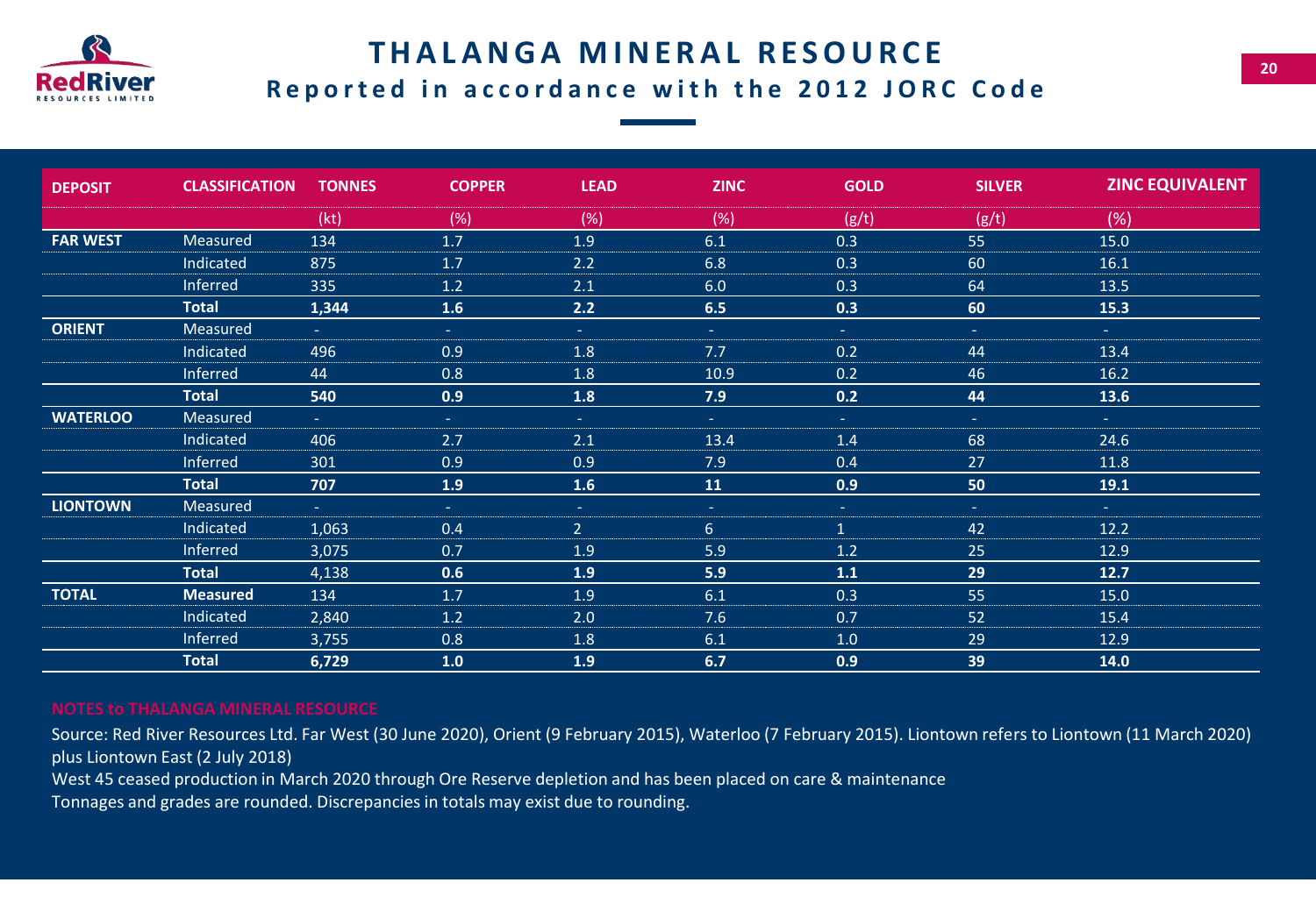# THALANGA MINERAL RESOURCE

## Reported in accordance with the 2012 JORC Code

| DEPOSIT | CLASSIFICATION | TONNES | COPPER | LEAD | ZINC | GOLD | SILVER | ZINC EQUIVALENT |
|---|---|---|---|---|---|---|---|---|
| | | (kt) | (%) | (%) | (%) | (g/t) | (g/t) | (%) |
| **FAR WEST** | Measured | 134 | 1.7 | 1.9 | 6.1 | 0.3 | 55 | 15.0 |
| | Indicated | 875 | 1.7 | 2.2 | 6.8 | 0.3 | 60 | 16.1 |
| | Inferred | 335 | 1.2 | 2.1 | 6.0 | 0.3 | 64 | 13.5 |
| | **Total** | **1,344** | **1.6** | **2.2** | **6.5** | **0.3** | **60** | **15.3** |
| **ORIENT** | Measured | - | - | - | - | - | - | - |
| | Indicated | 496 | 0.9 | 1.8 | 7.7 | 0.2 | 44 | 13.4 |
| | Inferred | 44 | 0.8 | 1.8 | 10.9 | 0.2 | 46 | 16.2 |
| | **Total** | **540** | **0.9** | **1.8** | **7.9** | **0.2** | **44** | **13.6** |
| **WATERLOO** | Measured | - | - | - | - | - | - | - |
| | Indicated | 406 | 2.7 | 2.1 | 13.4 | 1.4 | 68 | 24.6 |
| | Inferred | 301 | 0.9 | 0.9 | 7.9 | 0.4 | 27 | 11.8 |
| | **Total** | **707** | **1.9** | **1.6** | **11** | **0.9** | **50** | **19.1** |
| **LIONTOWN** | Measured | - | - | - | - | - | - | - |
| | Indicated | 1,063 | 0.4 | 2 | 6 | 1 | 42 | 12.2 |
| | Inferred | 3,075 | 0.7 | 1.9 | 5.9 | 1.2 | 25 | 12.9 |
| | **Total** | 4,138 | **0.6** | **1.9** | **5.9** | **1.1** | **29** | **12.7** |
| **TOTAL** | **Measured** | 134 | 1.7 | 1.9 | 6.1 | 0.3 | 55 | 15.0 |
| | Indicated | 2,840 | 1.2 | 2.0 | 7.6 | 0.7 | 52 | 15.4 |
| | Inferred | 3,755 | 0.8 | 1.8 | 6.1 | 1.0 | 29 | 12.9 |
| | **Total** | **6,729** | **1.0** | **1.9** | **6.7** | **0.9** | **39** | **14.0** |

**NOTES to THALANGA MINERAL RESOURCE**

Source: Red River Resources Ltd. Far West (30 June 2020), Orient (9 February 2015), Waterloo (7 February 2015). Liontown refers to Liontown (11 March 2020) plus Liontown East (2 July 2018)

West 45 ceased production in March 2020 through Ore Reserve depletion and has been placed on care & maintenance

Tonnages and grades are rounded. Discrepancies in totals may exist due to rounding.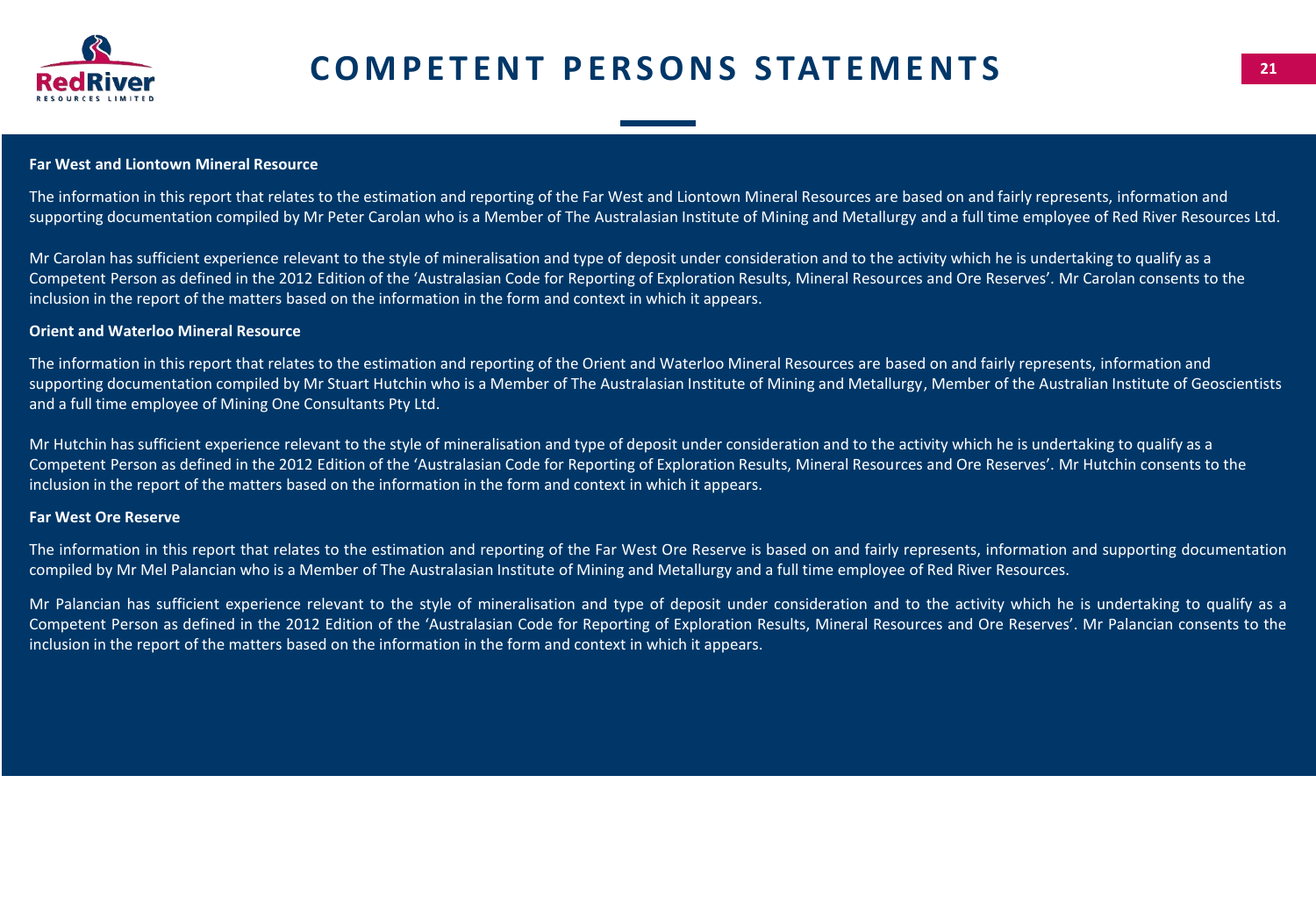# COMPETENT PERSONS STATEMENTS

**Far West and Liontown Mineral Resource**

The information in this report that relates to the estimation and reporting of the Far West and Liontown Mineral Resources are based on and fairly represents, information and supporting documentation compiled by Mr Peter Carolan who is a Member of The Australasian Institute of Mining and Metallurgy and a full time employee of Red River Resources Ltd.

Mr Carolan has sufficient experience relevant to the style of mineralisation and type of deposit under consideration and to the activity which he is undertaking to qualify as a Competent Person as defined in the 2012 Edition of the 'Australasian Code for Reporting of Exploration Results, Mineral Resources and Ore Reserves'. Mr Carolan consents to the inclusion in the report of the matters based on the information in the form and context in which it appears.

**Orient and Waterloo Mineral Resource**

The information in this report that relates to the estimation and reporting of the Orient and Waterloo Mineral Resources are based on and fairly represents, information and supporting documentation compiled by Mr Stuart Hutchin who is a Member of The Australasian Institute of Mining and Metallurgy, Member of the Australian Institute of Geoscientists and a full time employee of Mining One Consultants Pty Ltd.

Mr Hutchin has sufficient experience relevant to the style of mineralisation and type of deposit under consideration and to the activity which he is undertaking to qualify as a Competent Person as defined in the 2012 Edition of the 'Australasian Code for Reporting of Exploration Results, Mineral Resources and Ore Reserves'. Mr Hutchin consents to the inclusion in the report of the matters based on the information in the form and context in which it appears.

**Far West Ore Reserve**

The information in this report that relates to the estimation and reporting of the Far West Ore Reserve is based on and fairly represents, information and supporting documentation compiled by Mr Mel Palancian who is a Member of The Australasian Institute of Mining and Metallurgy and a full time employee of Red River Resources.

Mr Palancian has sufficient experience relevant to the style of mineralisation and type of deposit under consideration and to the activity which he is undertaking to qualify as a Competent Person as defined in the 2012 Edition of the 'Australasian Code for Reporting of Exploration Results, Mineral Resources and Ore Reserves'. Mr Palancian consents to the inclusion in the report of the matters based on the information in the form and context in which it appears.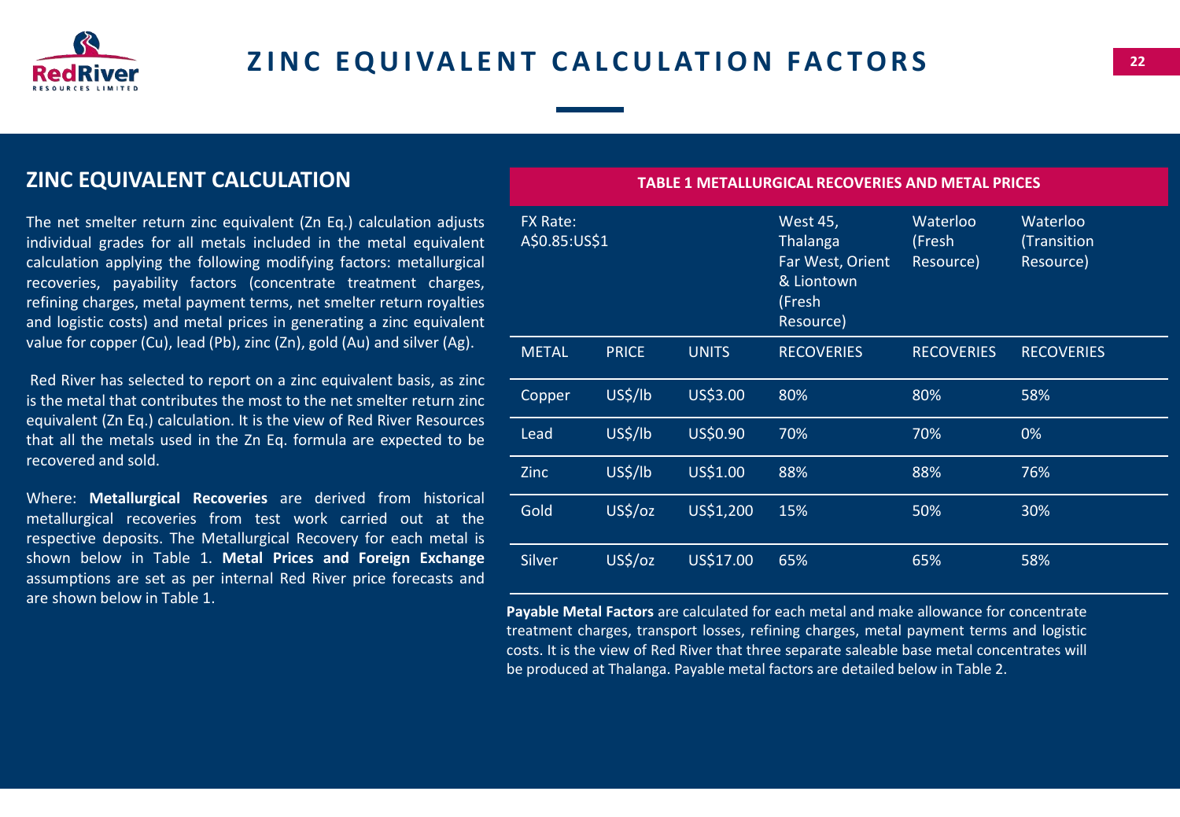# ZINC EQUIVALENT CALCULATION FACTORS

## ZINC EQUIVALENT CALCULATION

The net smelter return zinc equivalent (Zn Eq.) calculation adjusts individual grades for all metals included in the metal equivalent calculation applying the following modifying factors: metallurgical recoveries, payability factors (concentrate treatment charges, refining charges, metal payment terms, net smelter return royalties and logistic costs) and metal prices in generating a zinc equivalent value for copper (Cu), lead (Pb), zinc (Zn), gold (Au) and silver (Ag).

Red River has selected to report on a zinc equivalent basis, as zinc is the metal that contributes the most to the net smelter return zinc equivalent (Zn Eq.) calculation. It is the view of Red River Resources that all the metals used in the Zn Eq. formula are expected to be recovered and sold.

Where: **Metallurgical Recoveries** are derived from historical metallurgical recoveries from test work carried out at the respective deposits. The Metallurgical Recovery for each metal is shown below in Table 1. **Metal Prices and Foreign Exchange** assumptions are set as per internal Red River price forecasts and are shown below in Table 1.

**TABLE 1 METALLURGICAL RECOVERIES AND METAL PRICES**

| FX Rate: A$0.85:US$1 | | | West 45, Thalanga Far West, Orient & Liontown (Fresh Resource) | Waterloo (Fresh Resource) | Waterloo (Transition Resource) |
|---|---|---|---|---|---|
| METAL | PRICE | UNITS | RECOVERIES | RECOVERIES | RECOVERIES |
| Copper | US$/lb | US$3.00 | 80% | 80% | 58% |
| Lead | US$/lb | US$0.90 | 70% | 70% | 0% |
| Zinc | US$/lb | US$1.00 | 88% | 88% | 76% |
| Gold | US$/oz | US$1,200 | 15% | 50% | 30% |
| Silver | US$/oz | US$17.00 | 65% | 65% | 58% |

**Payable Metal Factors** are calculated for each metal and make allowance for concentrate treatment charges, transport losses, refining charges, metal payment terms and logistic costs. It is the view of Red River that three separate saleable base metal concentrates will be produced at Thalanga. Payable metal factors are detailed below in Table 2.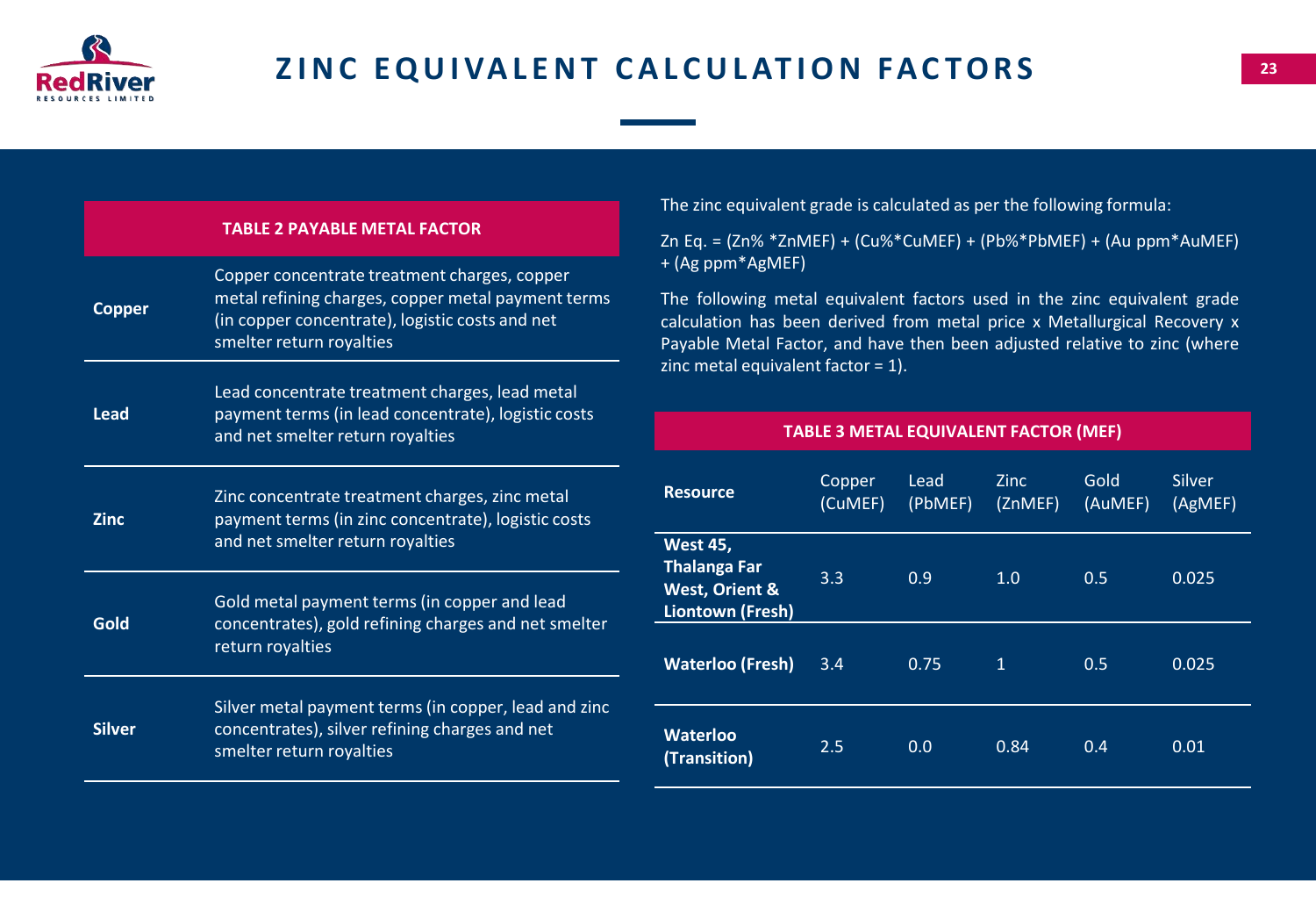# ZINC EQUIVALENT CALCULATION FACTORS

| TABLE 2 PAYABLE METAL FACTOR | |
|---|---|
| **Copper** | Copper concentrate treatment charges, copper metal refining charges, copper metal payment terms (in copper concentrate), logistic costs and net smelter return royalties |
| **Lead** | Lead concentrate treatment charges, lead metal payment terms (in lead concentrate), logistic costs and net smelter return royalties |
| **Zinc** | Zinc concentrate treatment charges, zinc metal payment terms (in zinc concentrate), logistic costs and net smelter return royalties |
| **Gold** | Gold metal payment terms (in copper and lead concentrates), gold refining charges and net smelter return royalties |
| **Silver** | Silver metal payment terms (in copper, lead and zinc concentrates), silver refining charges and net smelter return royalties |

The zinc equivalent grade is calculated as per the following formula:

Zn Eq. = (Zn% *ZnMEF) + (Cu%*CuMEF) + (Pb%*PbMEF) + (Au ppm*AuMEF) + (Ag ppm*AgMEF)

The following metal equivalent factors used in the zinc equivalent grade calculation has been derived from metal price x Metallurgical Recovery x Payable Metal Factor, and have then been adjusted relative to zinc (where zinc metal equivalent factor = 1).

**TABLE 3 METAL EQUIVALENT FACTOR (MEF)**

| Resource | Copper (CuMEF) | Lead (PbMEF) | Zinc (ZnMEF) | Gold (AuMEF) | Silver (AgMEF) |
|---|---|---|---|---|---|
| **West 45, Thalanga Far West, Orient & Liontown (Fresh)** | 3.3 | 0.9 | 1.0 | 0.5 | 0.025 |
| **Waterloo (Fresh)** | 3.4 | 0.75 | 1 | 0.5 | 0.025 |
| **Waterloo (Transition)** | 2.5 | 0.0 | 0.84 | 0.4 | 0.01 |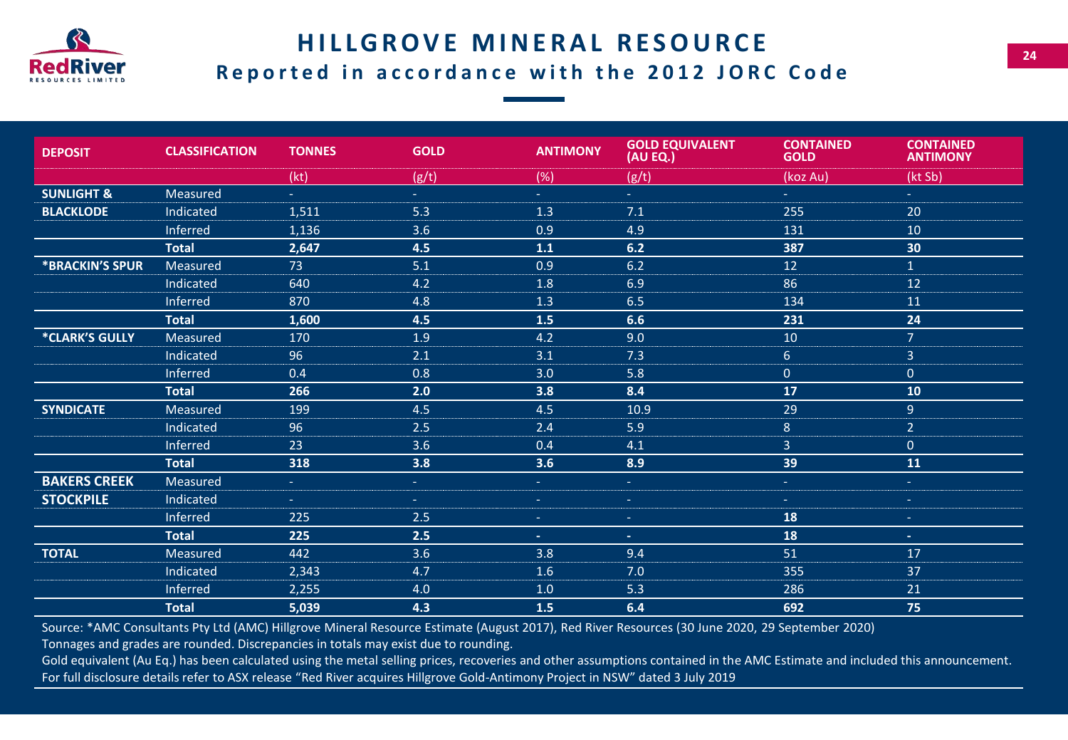# HILLGROVE MINERAL RESOURCE

## Reported in accordance with the 2012 JORC Code

| DEPOSIT | CLASSIFICATION | TONNES | GOLD | ANTIMONY | GOLD EQUIVALENT (AU EQ.) | CONTAINED GOLD | CONTAINED ANTIMONY |
|---|---|---|---|---|---|---|---|
| | | (kt) | (g/t) | (%) | (g/t) | (koz Au) | (kt Sb) |
| **SUNLIGHT &** | Measured | - | - | - | - | - | - |
| **BLACKLODE** | Indicated | 1,511 | 5.3 | 1.3 | 7.1 | 255 | 20 |
| | Inferred | 1,136 | 3.6 | 0.9 | 4.9 | 131 | 10 |
| | **Total** | **2,647** | **4.5** | **1.1** | **6.2** | **387** | **30** |
| **\*BRACKIN'S SPUR** | Measured | 73 | 5.1 | 0.9 | 6.2 | 12 | 1 |
| | Indicated | 640 | 4.2 | 1.8 | 6.9 | 86 | 12 |
| | Inferred | 870 | 4.8 | 1.3 | 6.5 | 134 | 11 |
| | **Total** | **1,600** | **4.5** | **1.5** | **6.6** | **231** | **24** |
| **\*CLARK'S GULLY** | Measured | 170 | 1.9 | 4.2 | 9.0 | 10 | 7 |
| | Indicated | 96 | 2.1 | 3.1 | 7.3 | 6 | 3 |
| | Inferred | 0.4 | 0.8 | 3.0 | 5.8 | 0 | 0 |
| | **Total** | **266** | **2.0** | **3.8** | **8.4** | **17** | **10** |
| **SYNDICATE** | Measured | 199 | 4.5 | 4.5 | 10.9 | 29 | 9 |
| | Indicated | 96 | 2.5 | 2.4 | 5.9 | 8 | 2 |
| | Inferred | 23 | 3.6 | 0.4 | 4.1 | 3 | 0 |
| | **Total** | **318** | **3.8** | **3.6** | **8.9** | **39** | **11** |
| **BAKERS CREEK** | Measured | - | - | - | - | - | - |
| **STOCKPILE** | Indicated | - | - | - | - | - | - |
| | Inferred | 225 | 2.5 | - | - | **18** | - |
| | **Total** | **225** | **2.5** | **-** | **-** | **18** | **-** |
| **TOTAL** | Measured | 442 | 3.6 | 3.8 | 9.4 | 51 | 17 |
| | Indicated | 2,343 | 4.7 | 1.6 | 7.0 | 355 | 37 |
| | Inferred | 2,255 | 4.0 | 1.0 | 5.3 | 286 | 21 |
| | **Total** | **5,039** | **4.3** | **1.5** | **6.4** | **692** | **75** |

Source: *AMC Consultants Pty Ltd (AMC) Hillgrove Mineral Resource Estimate (August 2017), Red River Resources (30 June 2020, 29 September 2020)

Tonnages and grades are rounded. Discrepancies in totals may exist due to rounding.

Gold equivalent (Au Eq.) has been calculated using the metal selling prices, recoveries and other assumptions contained in the AMC Estimate and included this announcement. For full disclosure details refer to ASX release "Red River acquires Hillgrove Gold-Antimony Project in NSW" dated 3 July 2019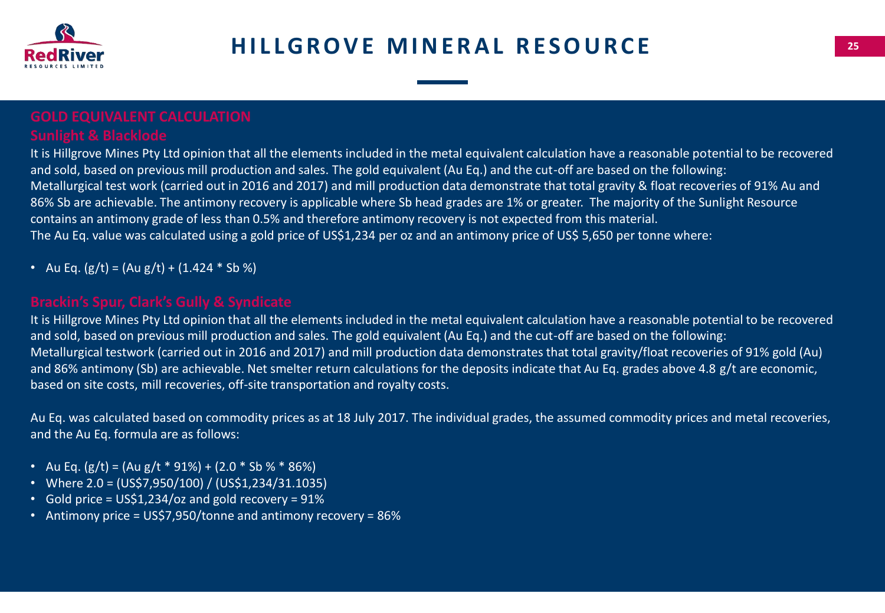# HILLGROVE MINERAL RESOURCE

## GOLD EQUIVALENT CALCULATION

### Sunlight & Blacklode

It is Hillgrove Mines Pty Ltd opinion that all the elements included in the metal equivalent calculation have a reasonable potential to be recovered and sold, based on previous mill production and sales. The gold equivalent (Au Eq.) and the cut-off are based on the following:
Metallurgical test work (carried out in 2016 and 2017) and mill production data demonstrate that total gravity & float recoveries of 91% Au and 86% Sb are achievable. The antimony recovery is applicable where Sb head grades are 1% or greater. The majority of the Sunlight Resource contains an antimony grade of less than 0.5% and therefore antimony recovery is not expected from this material.
The Au Eq. value was calculated using a gold price of US$1,234 per oz and an antimony price of US$ 5,650 per tonne where:

- Au Eq. (g/t) = (Au g/t) + (1.424 * Sb %)

### Brackin's Spur, Clark's Gully & Syndicate

It is Hillgrove Mines Pty Ltd opinion that all the elements included in the metal equivalent calculation have a reasonable potential to be recovered and sold, based on previous mill production and sales. The gold equivalent (Au Eq.) and the cut-off are based on the following:
Metallurgical testwork (carried out in 2016 and 2017) and mill production data demonstrates that total gravity/float recoveries of 91% gold (Au) and 86% antimony (Sb) are achievable. Net smelter return calculations for the deposits indicate that Au Eq. grades above 4.8 g/t are economic, based on site costs, mill recoveries, off-site transportation and royalty costs.

Au Eq. was calculated based on commodity prices as at 18 July 2017. The individual grades, the assumed commodity prices and metal recoveries, and the Au Eq. formula are as follows:

- Au Eq. (g/t) = (Au g/t * 91%) + (2.0 * Sb % * 86%)
- Where 2.0 = (US$7,950/100) / (US$1,234/31.1035)
- Gold price = US$1,234/oz and gold recovery = 91%
- Antimony price = US$7,950/tonne and antimony recovery = 86%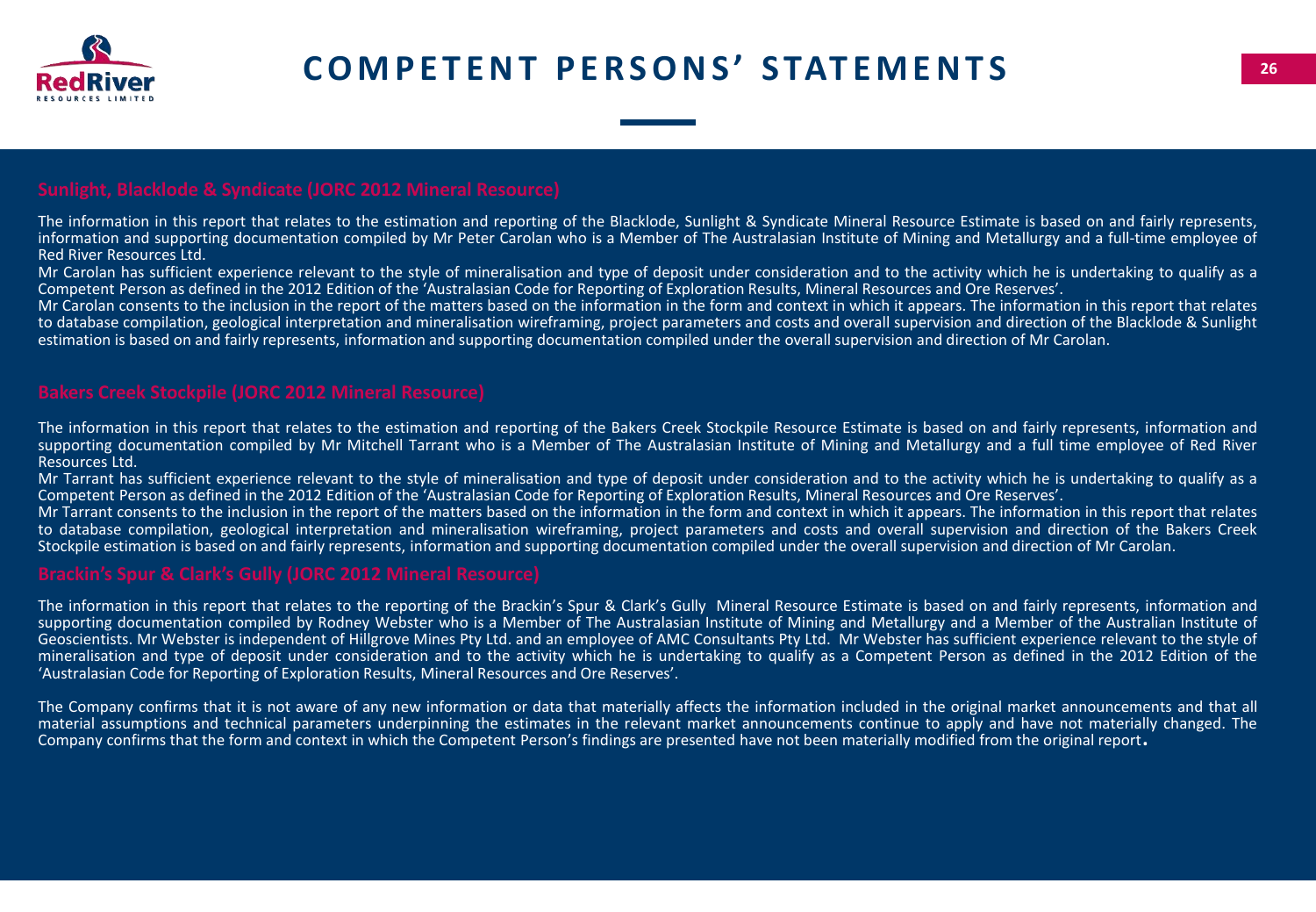# COMPETENT PERSONS' STATEMENTS

## Sunlight, Blacklode & Syndicate (JORC 2012 Mineral Resource)

The information in this report that relates to the estimation and reporting of the Blacklode, Sunlight & Syndicate Mineral Resource Estimate is based on and fairly represents, information and supporting documentation compiled by Mr Peter Carolan who is a Member of The Australasian Institute of Mining and Metallurgy and a full-time employee of Red River Resources Ltd.

Mr Carolan has sufficient experience relevant to the style of mineralisation and type of deposit under consideration and to the activity which he is undertaking to qualify as a Competent Person as defined in the 2012 Edition of the 'Australasian Code for Reporting of Exploration Results, Mineral Resources and Ore Reserves'.

Mr Carolan consents to the inclusion in the report of the matters based on the information in the form and context in which it appears. The information in this report that relates to database compilation, geological interpretation and mineralisation wireframing, project parameters and costs and overall supervision and direction of the Blacklode & Sunlight estimation is based on and fairly represents, information and supporting documentation compiled under the overall supervision and direction of Mr Carolan.

## Bakers Creek Stockpile (JORC 2012 Mineral Resource)

The information in this report that relates to the estimation and reporting of the Bakers Creek Stockpile Resource Estimate is based on and fairly represents, information and supporting documentation compiled by Mr Mitchell Tarrant who is a Member of The Australasian Institute of Mining and Metallurgy and a full time employee of Red River Resources Ltd.

Mr Tarrant has sufficient experience relevant to the style of mineralisation and type of deposit under consideration and to the activity which he is undertaking to qualify as a Competent Person as defined in the 2012 Edition of the 'Australasian Code for Reporting of Exploration Results, Mineral Resources and Ore Reserves'.

Mr Tarrant consents to the inclusion in the report of the matters based on the information in the form and context in which it appears. The information in this report that relates to database compilation, geological interpretation and mineralisation wireframing, project parameters and costs and overall supervision and direction of the Bakers Creek Stockpile estimation is based on and fairly represents, information and supporting documentation compiled under the overall supervision and direction of Mr Carolan.

## Brackin's Spur & Clark's Gully (JORC 2012 Mineral Resource)

The information in this report that relates to the reporting of the Brackin's Spur & Clark's Gully Mineral Resource Estimate is based on and fairly represents, information and supporting documentation compiled by Rodney Webster who is a Member of The Australasian Institute of Mining and Metallurgy and a Member of the Australian Institute of Geoscientists. Mr Webster is independent of Hillgrove Mines Pty Ltd. and an employee of AMC Consultants Pty Ltd. Mr Webster has sufficient experience relevant to the style of mineralisation and type of deposit under consideration and to the activity which he is undertaking to qualify as a Competent Person as defined in the 2012 Edition of the 'Australasian Code for Reporting of Exploration Results, Mineral Resources and Ore Reserves'.

The Company confirms that it is not aware of any new information or data that materially affects the information included in the original market announcements and that all material assumptions and technical parameters underpinning the estimates in the relevant market announcements continue to apply and have not materially changed. The Company confirms that the form and context in which the Competent Person's findings are presented have not been materially modified from the original report.